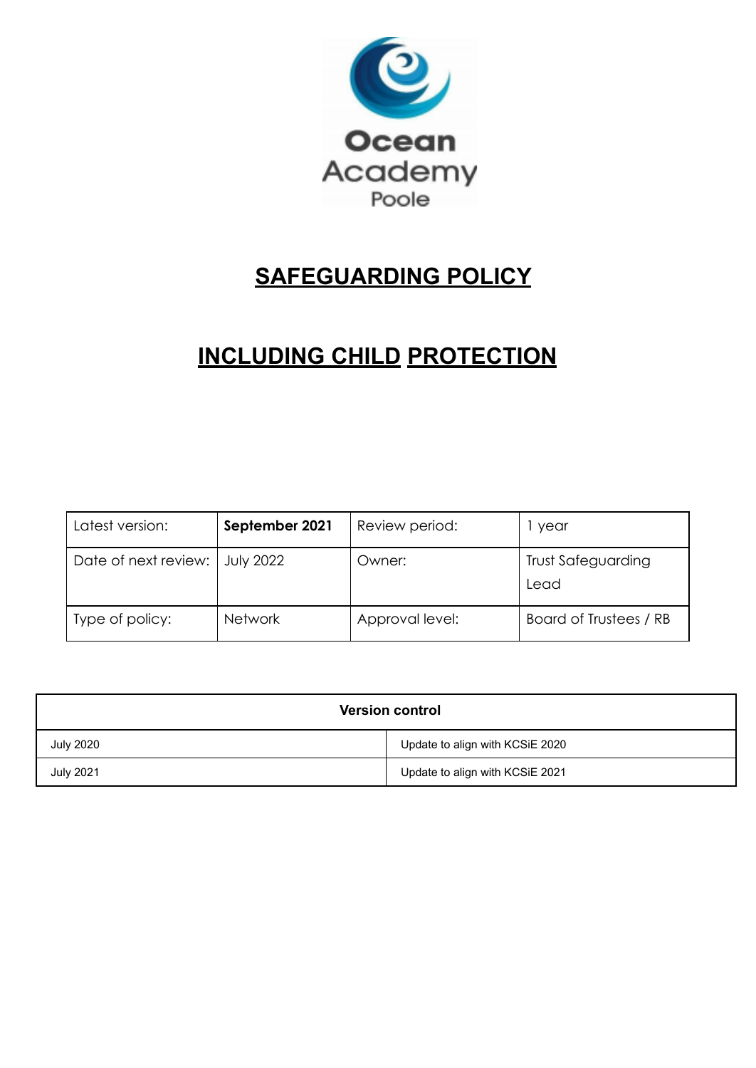Ocean Academy Poole

# SAFEGUARDING POLICY

# INCLUDING CHILD PROTECTION

| Latest version: | **September 2021** | Review period: | 1 year |
|---|---|---|---|
| Date of next review: | July 2022 | Owner: | Trust Safeguarding Lead |
| Type of policy: | Network | Approval level: | Board of Trustees / RB |

| **Version control** | |
|---|---|
| July 2020 | Update to align with KCSiE 2020 |
| July 2021 | Update to align with KCSiE 2021 |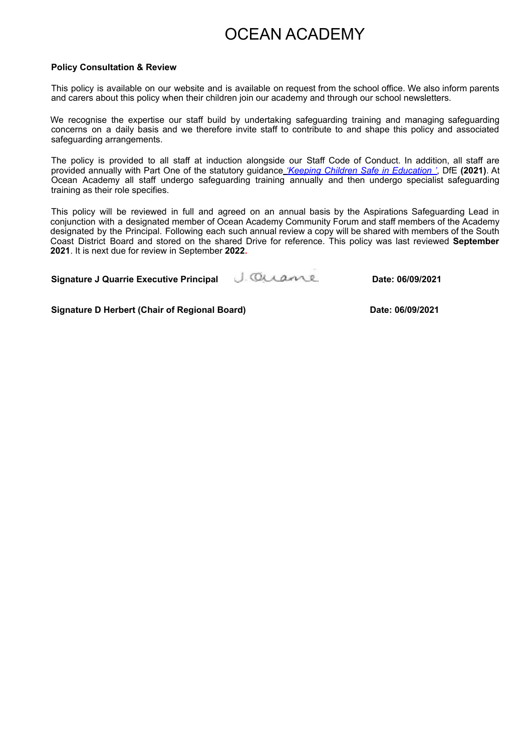# OCEAN ACADEMY

**Policy Consultation & Review**

This policy is available on our website and is available on request from the school office. We also inform parents and carers about this policy when their children join our academy and through our school newsletters.

We recognise the expertise our staff build by undertaking safeguarding training and managing safeguarding concerns on a daily basis and we therefore invite staff to contribute to and shape this policy and associated safeguarding arrangements.

The policy is provided to all staff at induction alongside our Staff Code of Conduct. In addition, all staff are provided annually with Part One of the statutory guidance *'Keeping Children Safe in Education '*, DfE **(2021)**. At Ocean Academy all staff undergo safeguarding training annually and then undergo specialist safeguarding training as their role specifies.

This policy will be reviewed in full and agreed on an annual basis by the Aspirations Safeguarding Lead in conjunction with a designated member of Ocean Academy Community Forum and staff members of the Academy designated by the Principal. Following each such annual review a copy will be shared with members of the South Coast District Board and stored on the shared Drive for reference. This policy was last reviewed **September 2021**. It is next due for review in September **2022.**

**Signature J Quarrie Executive Principal** J. Quarrie **Date: 06/09/2021**

**Signature D Herbert (Chair of Regional Board)** **Date: 06/09/2021**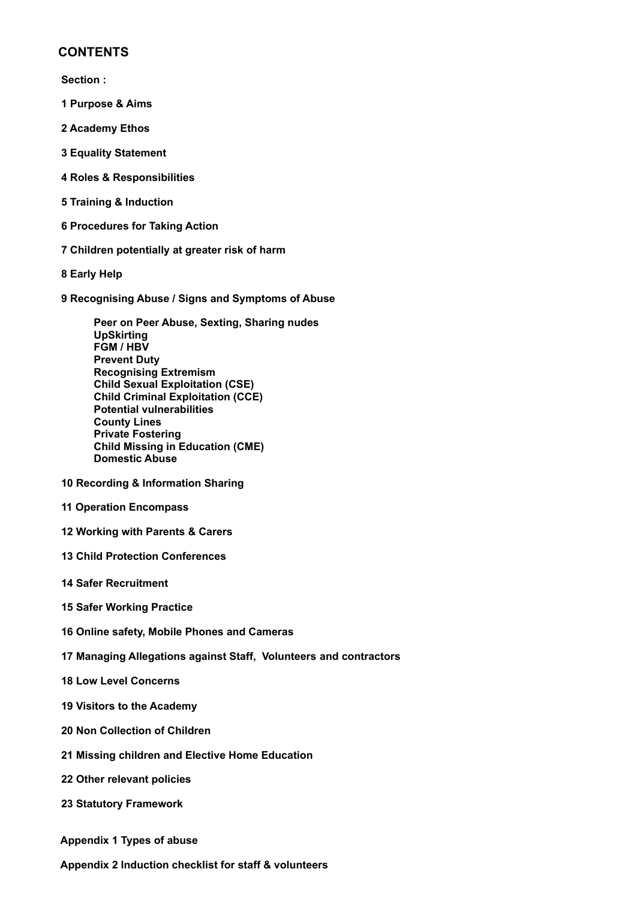## CONTENTS

**Section :**

**1 Purpose & Aims**

**2 Academy Ethos**

**3 Equality Statement**

**4 Roles & Responsibilities**

**5 Training & Induction**

**6 Procedures for Taking Action**

**7 Children potentially at greater risk of harm**

**8 Early Help**

**9 Recognising Abuse / Signs and Symptoms of Abuse**

- **Peer on Peer Abuse, Sexting, Sharing nudes**
- **UpSkirting**
- **FGM / HBV**
- **Prevent Duty**
- **Recognising Extremism**
- **Child Sexual Exploitation (CSE)**
- **Child Criminal Exploitation (CCE)**
- **Potential vulnerabilities**
- **County Lines**
- **Private Fostering**
- **Child Missing in Education (CME)**
- **Domestic Abuse**

**10 Recording & Information Sharing**

**11 Operation Encompass**

**12 Working with Parents & Carers**

**13 Child Protection Conferences**

**14 Safer Recruitment**

**15 Safer Working Practice**

**16 Online safety, Mobile Phones and Cameras**

**17 Managing Allegations against Staff, Volunteers and contractors**

**18 Low Level Concerns**

**19 Visitors to the Academy**

**20 Non Collection of Children**

**21 Missing children and Elective Home Education**

**22 Other relevant policies**

**23 Statutory Framework**

**Appendix 1 Types of abuse**

**Appendix 2 Induction checklist for staff & volunteers**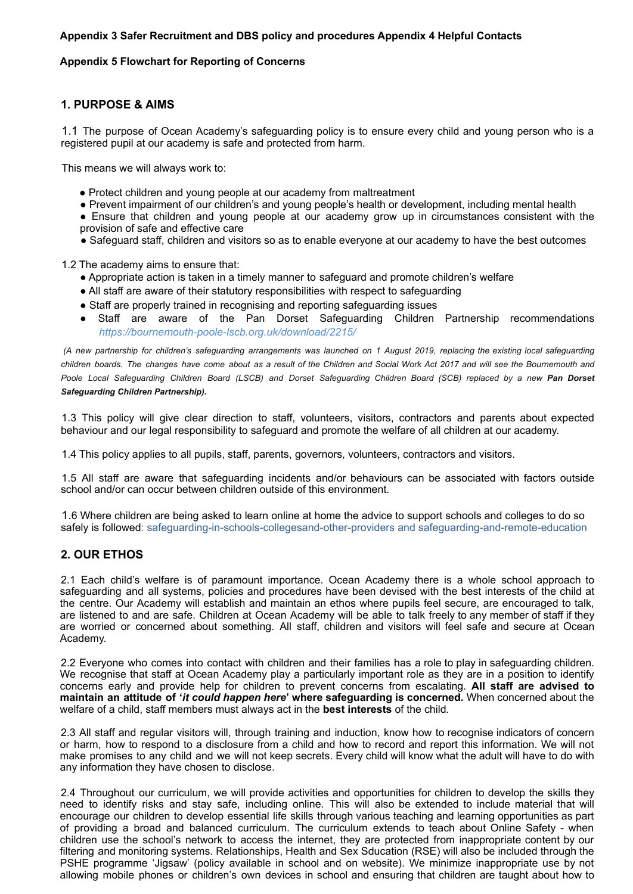**Appendix 3 Safer Recruitment and DBS policy and procedures Appendix 4 Helpful Contacts**

**Appendix 5 Flowchart for Reporting of Concerns**

## 1. PURPOSE & AIMS

1.1 The purpose of Ocean Academy's safeguarding policy is to ensure every child and young person who is a registered pupil at our academy is safe and protected from harm.

This means we will always work to:

- Protect children and young people at our academy from maltreatment
- Prevent impairment of our children's and young people's health or development, including mental health
- Ensure that children and young people at our academy grow up in circumstances consistent with the provision of safe and effective care
- Safeguard staff, children and visitors so as to enable everyone at our academy to have the best outcomes

1.2 The academy aims to ensure that:

- Appropriate action is taken in a timely manner to safeguard and promote children's welfare
- All staff are aware of their statutory responsibilities with respect to safeguarding
- Staff are properly trained in recognising and reporting safeguarding issues
- Staff are aware of the Pan Dorset Safeguarding Children Partnership recommendations *https://bournemouth-poole-lscb.org.uk/download/2215/*

*(A new partnership for children's safeguarding arrangements was launched on 1 August 2019, replacing the existing local safeguarding children boards. The changes have come about as a result of the Children and Social Work Act 2017 and will see the Bournemouth and Poole Local Safeguarding Children Board (LSCB) and Dorset Safeguarding Children Board (SCB) replaced by a new **Pan Dorset Safeguarding Children Partnership**).*

1.3 This policy will give clear direction to staff, volunteers, visitors, contractors and parents about expected behaviour and our legal responsibility to safeguard and promote the welfare of all children at our academy.

1.4 This policy applies to all pupils, staff, parents, governors, volunteers, contractors and visitors.

1.5 All staff are aware that safeguarding incidents and/or behaviours can be associated with factors outside school and/or can occur between children outside of this environment.

1.6 Where children are being asked to learn online at home the advice to support schools and colleges to do so safely is followed: safeguarding-in-schools-collegesand-other-providers and safeguarding-and-remote-education

## 2. OUR ETHOS

2.1 Each child's welfare is of paramount importance. Ocean Academy there is a whole school approach to safeguarding and all systems, policies and procedures have been devised with the best interests of the child at the centre. Our Academy will establish and maintain an ethos where pupils feel secure, are encouraged to talk, are listened to and are safe. Children at Ocean Academy will be able to talk freely to any member of staff if they are worried or concerned about something. All staff, children and visitors will feel safe and secure at Ocean Academy.

2.2 Everyone who comes into contact with children and their families has a role to play in safeguarding children. We recognise that staff at Ocean Academy play a particularly important role as they are in a position to identify concerns early and provide help for children to prevent concerns from escalating. **All staff are advised to maintain an attitude of '*it could happen here*' where safeguarding is concerned.** When concerned about the welfare of a child, staff members must always act in the **best interests** of the child.

2.3 All staff and regular visitors will, through training and induction, know how to recognise indicators of concern or harm, how to respond to a disclosure from a child and how to record and report this information. We will not make promises to any child and we will not keep secrets. Every child will know what the adult will have to do with any information they have chosen to disclose.

2.4 Throughout our curriculum, we will provide activities and opportunities for children to develop the skills they need to identify risks and stay safe, including online. This will also be extended to include material that will encourage our children to develop essential life skills through various teaching and learning opportunities as part of providing a broad and balanced curriculum. The curriculum extends to teach about Online Safety - when children use the school's network to access the internet, they are protected from inappropriate content by our filtering and monitoring systems. Relationships, Health and Sex Sducation (RSE) will also be included through the PSHE programme 'Jigsaw' (policy available in school and on website). We minimize inappropriate use by not allowing mobile phones or children's own devices in school and ensuring that children are taught about how to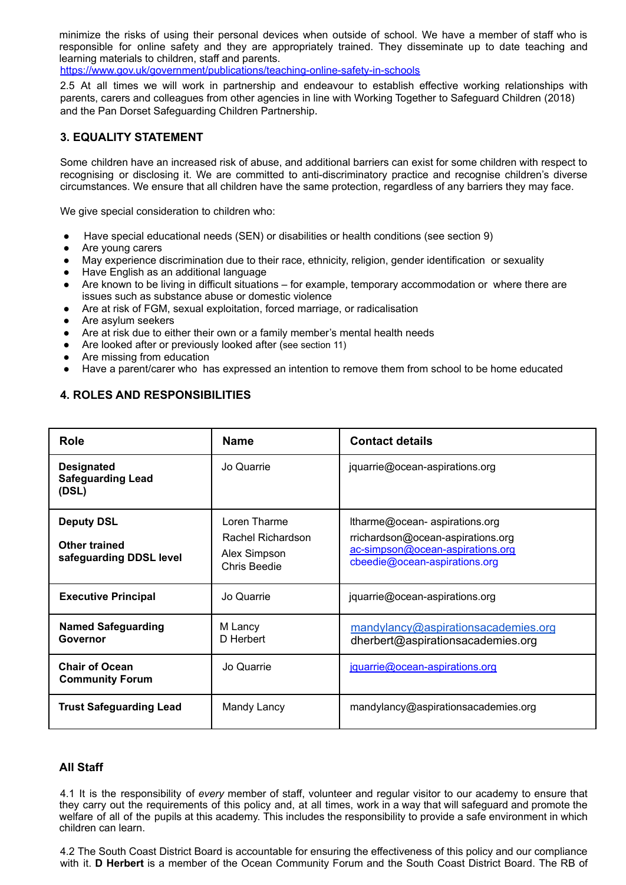minimize the risks of using their personal devices when outside of school. We have a member of staff who is responsible for online safety and they are appropriately trained. They disseminate up to date teaching and learning materials to children, staff and parents.
https://www.gov.uk/government/publications/teaching-online-safety-in-schools

2.5 At all times we will work in partnership and endeavour to establish effective working relationships with parents, carers and colleagues from other agencies in line with Working Together to Safeguard Children (2018) and the Pan Dorset Safeguarding Children Partnership.

## 3. EQUALITY STATEMENT

Some children have an increased risk of abuse, and additional barriers can exist for some children with respect to recognising or disclosing it. We are committed to anti-discriminatory practice and recognise children's diverse circumstances. We ensure that all children have the same protection, regardless of any barriers they may face.

We give special consideration to children who:

- Have special educational needs (SEN) or disabilities or health conditions (see section 9)
- Are young carers
- May experience discrimination due to their race, ethnicity, religion, gender identification or sexuality
- Have English as an additional language
- Are known to be living in difficult situations – for example, temporary accommodation or where there are issues such as substance abuse or domestic violence
- Are at risk of FGM, sexual exploitation, forced marriage, or radicalisation
- Are asylum seekers
- Are at risk due to either their own or a family member's mental health needs
- Are looked after or previously looked after (see section 11)
- Are missing from education
- Have a parent/carer who has expressed an intention to remove them from school to be home educated

## 4. ROLES AND RESPONSIBILITIES

| Role | Name | Contact details |
|---|---|---|
| **Designated Safeguarding Lead (DSL)** | Jo Quarrie | jquarrie@ocean-aspirations.org |
| **Deputy DSL**<br><br>**Other trained safeguarding DDSL level** | Loren Tharme<br>Rachel Richardson<br>Alex Simpson<br>Chris Beedie | ltharme@ocean- aspirations.org<br>rrichardson@ocean-aspirations.org<br>ac-simpson@ocean-aspirations.org<br>cbeedie@ocean-aspirations.org |
| **Executive Principal** | Jo Quarrie | jquarrie@ocean-aspirations.org |
| **Named Safeguarding Governor** | M Lancy<br>D Herbert | mandylancy@aspirationsacademies.org<br>dherbert@aspirationsacademies.org |
| **Chair of Ocean Community Forum** | Jo Quarrie | jquarrie@ocean-aspirations.org |
| **Trust Safeguarding Lead** | Mandy Lancy | mandylancy@aspirationsacademies.org |

### All Staff

4.1 It is the responsibility of *every* member of staff, volunteer and regular visitor to our academy to ensure that they carry out the requirements of this policy and, at all times, work in a way that will safeguard and promote the welfare of all of the pupils at this academy. This includes the responsibility to provide a safe environment in which children can learn.

4.2 The South Coast District Board is accountable for ensuring the effectiveness of this policy and our compliance with it. **D Herbert** is a member of the Ocean Community Forum and the South Coast District Board. The RB of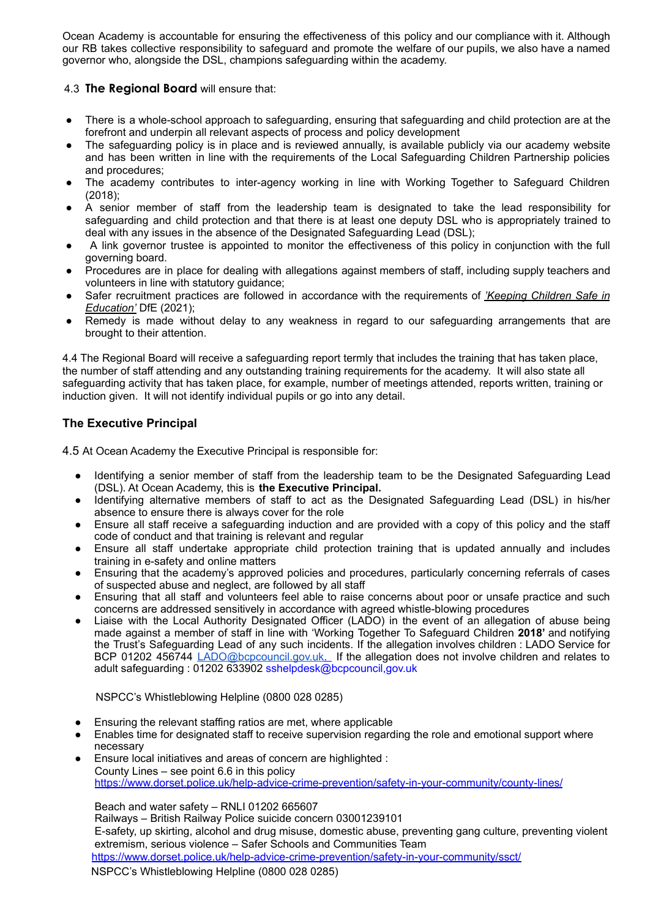Ocean Academy is accountable for ensuring the effectiveness of this policy and our compliance with it. Although our RB takes collective responsibility to safeguard and promote the welfare of our pupils, we also have a named governor who, alongside the DSL, champions safeguarding within the academy.

4.3 **The Regional Board** will ensure that:

- There is a whole-school approach to safeguarding, ensuring that safeguarding and child protection are at the forefront and underpin all relevant aspects of process and policy development
- The safeguarding policy is in place and is reviewed annually, is available publicly via our academy website and has been written in line with the requirements of the Local Safeguarding Children Partnership policies and procedures;
- The academy contributes to inter-agency working in line with Working Together to Safeguard Children (2018);
- A senior member of staff from the leadership team is designated to take the lead responsibility for safeguarding and child protection and that there is at least one deputy DSL who is appropriately trained to deal with any issues in the absence of the Designated Safeguarding Lead (DSL);
- A link governor trustee is appointed to monitor the effectiveness of this policy in conjunction with the full governing board.
- Procedures are in place for dealing with allegations against members of staff, including supply teachers and volunteers in line with statutory guidance;
- Safer recruitment practices are followed in accordance with the requirements of *'Keeping Children Safe in Education'* DfE (2021);
- Remedy is made without delay to any weakness in regard to our safeguarding arrangements that are brought to their attention.

4.4 The Regional Board will receive a safeguarding report termly that includes the training that has taken place, the number of staff attending and any outstanding training requirements for the academy. It will also state all safeguarding activity that has taken place, for example, number of meetings attended, reports written, training or induction given. It will not identify individual pupils or go into any detail.

## The Executive Principal

4.5 At Ocean Academy the Executive Principal is responsible for:

- Identifying a senior member of staff from the leadership team to be the Designated Safeguarding Lead (DSL). At Ocean Academy, this is **the Executive Principal.**
- Identifying alternative members of staff to act as the Designated Safeguarding Lead (DSL) in his/her absence to ensure there is always cover for the role
- Ensure all staff receive a safeguarding induction and are provided with a copy of this policy and the staff code of conduct and that training is relevant and regular
- Ensure all staff undertake appropriate child protection training that is updated annually and includes training in e-safety and online matters
- Ensuring that the academy's approved policies and procedures, particularly concerning referrals of cases of suspected abuse and neglect, are followed by all staff
- Ensuring that all staff and volunteers feel able to raise concerns about poor or unsafe practice and such concerns are addressed sensitively in accordance with agreed whistle-blowing procedures
- Liaise with the Local Authority Designated Officer (LADO) in the event of an allegation of abuse being made against a member of staff in line with 'Working Together To Safeguard Children **2018'** and notifying the Trust's Safeguarding Lead of any such incidents. If the allegation involves children : LADO Service for BCP 01202 456744 LADO@bcpcouncil.gov.uk. If the allegation does not involve children and relates to adult safeguarding : 01202 633902 sshelpdesk@bcpcouncil,gov.uk

  NSPCC's Whistleblowing Helpline (0800 028 0285)

- Ensuring the relevant staffing ratios are met, where applicable
- Enables time for designated staff to receive supervision regarding the role and emotional support where necessary
- Ensure local initiatives and areas of concern are highlighted :
  County Lines – see point 6.6 in this policy
  https://www.dorset.police.uk/help-advice-crime-prevention/safety-in-your-community/county-lines/

  Beach and water safety – RNLI 01202 665607
  Railways – British Railway Police suicide concern 03001239101
  E-safety, up skirting, alcohol and drug misuse, domestic abuse, preventing gang culture, preventing violent extremism, serious violence – Safer Schools and Communities Team
  https://www.dorset.police.uk/help-advice-crime-prevention/safety-in-your-community/ssct/
  NSPCC's Whistleblowing Helpline (0800 028 0285)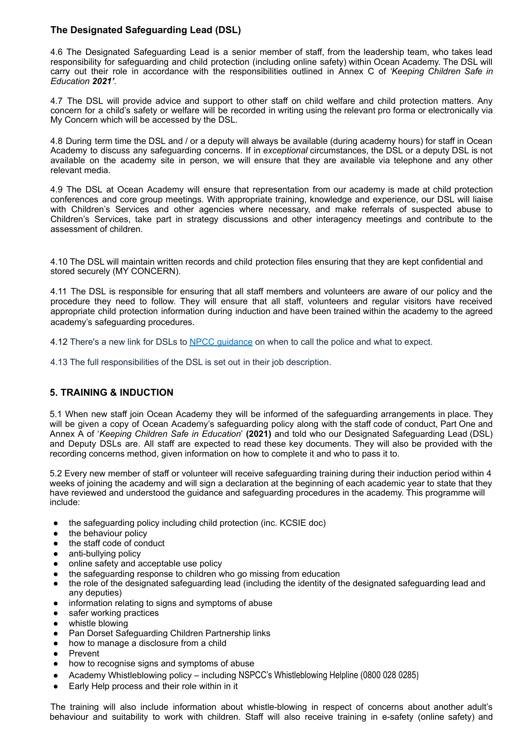### The Designated Safeguarding Lead (DSL)

4.6 The Designated Safeguarding Lead is a senior member of staff, from the leadership team, who takes lead responsibility for safeguarding and child protection (including online safety) within Ocean Academy. The DSL will carry out their role in accordance with the responsibilities outlined in Annex C of *'Keeping Children Safe in Education **2021**'*.

4.7 The DSL will provide advice and support to other staff on child welfare and child protection matters. Any concern for a child's safety or welfare will be recorded in writing using the relevant pro forma or electronically via My Concern which will be accessed by the DSL.

4.8 During term time the DSL and / or a deputy will always be available (during academy hours) for staff in Ocean Academy to discuss any safeguarding concerns. If in *exceptional* circumstances, the DSL or a deputy DSL is not available on the academy site in person, we will ensure that they are available via telephone and any other relevant media.

4.9 The DSL at Ocean Academy will ensure that representation from our academy is made at child protection conferences and core group meetings. With appropriate training, knowledge and experience, our DSL will liaise with Children's Services and other agencies where necessary, and make referrals of suspected abuse to Children's Services, take part in strategy discussions and other interagency meetings and contribute to the assessment of children.

4.10 The DSL will maintain written records and child protection files ensuring that they are kept confidential and stored securely (MY CONCERN).

4.11 The DSL is responsible for ensuring that all staff members and volunteers are aware of our policy and the procedure they need to follow. They will ensure that all staff, volunteers and regular visitors have received appropriate child protection information during induction and have been trained within the academy to the agreed academy's safeguarding procedures.

4.12 There's a new link for DSLs to NPCC guidance on when to call the police and what to expect.

4.13 The full responsibilities of the DSL is set out in their job description.

## 5. TRAINING & INDUCTION

5.1 When new staff join Ocean Academy they will be informed of the safeguarding arrangements in place. They will be given a copy of Ocean Academy's safeguarding policy along with the staff code of conduct, Part One and Annex A of '*Keeping Children Safe in Education*' **(2021)** and told who our Designated Safeguarding Lead (DSL) and Deputy DSLs are. All staff are expected to read these key documents. They will also be provided with the recording concerns method, given information on how to complete it and who to pass it to.

5.2 Every new member of staff or volunteer will receive safeguarding training during their induction period within 4 weeks of joining the academy and will sign a declaration at the beginning of each academic year to state that they have reviewed and understood the guidance and safeguarding procedures in the academy. This programme will include:

- the safeguarding policy including child protection (inc. KCSIE doc)
- the behaviour policy
- the staff code of conduct
- anti-bullying policy
- online safety and acceptable use policy
- the safeguarding response to children who go missing from education
- the role of the designated safeguarding lead (including the identity of the designated safeguarding lead and any deputies)
- information relating to signs and symptoms of abuse
- safer working practices
- whistle blowing
- Pan Dorset Safeguarding Children Partnership links
- how to manage a disclosure from a child
- Prevent
- how to recognise signs and symptoms of abuse
- Academy Whistleblowing policy – including NSPCC's Whistleblowing Helpline (0800 028 0285)
- Early Help process and their role within in it

The training will also include information about whistle-blowing in respect of concerns about another adult's behaviour and suitability to work with children. Staff will also receive training in e-safety (online safety) and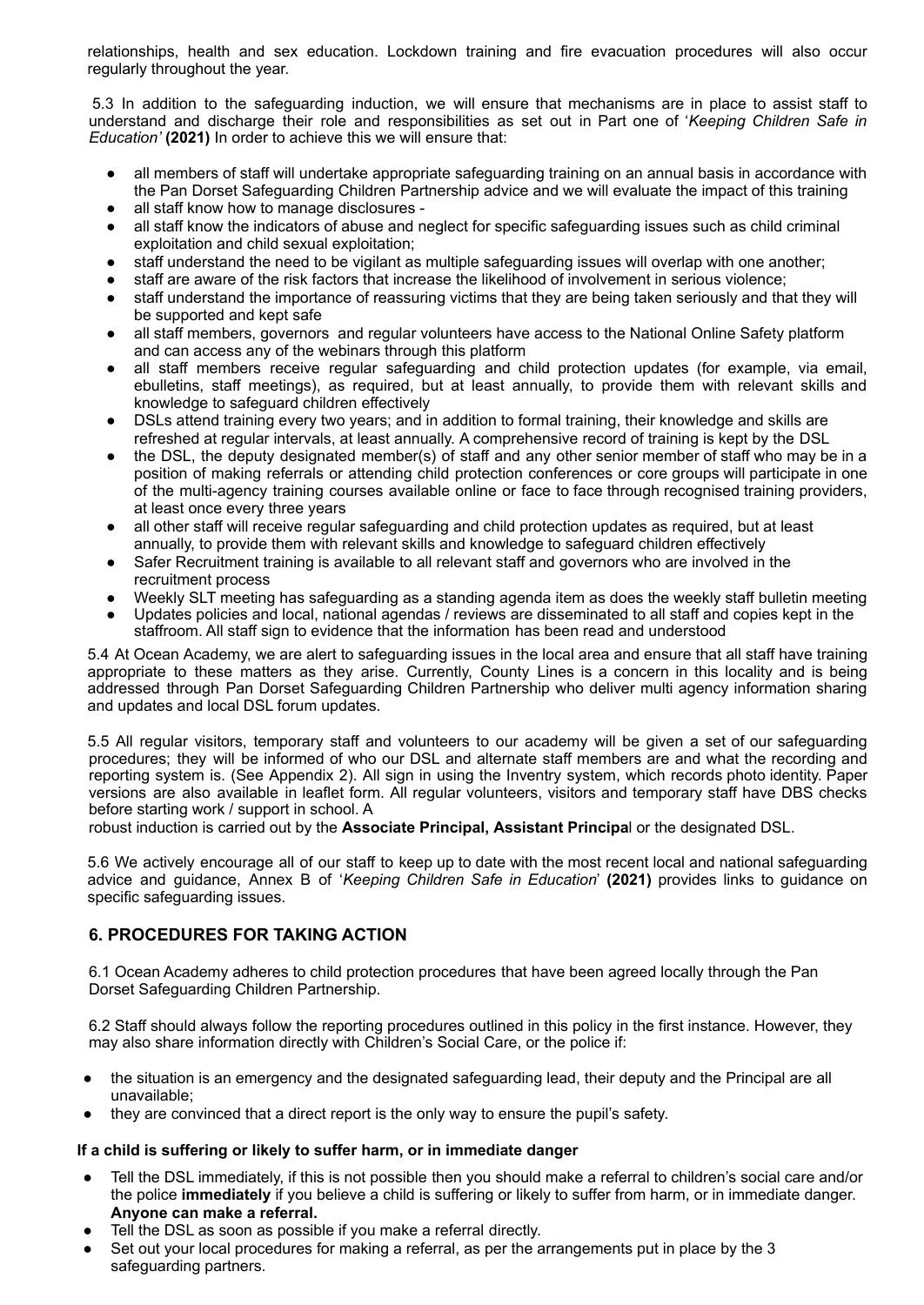relationships, health and sex education. Lockdown training and fire evacuation procedures will also occur regularly throughout the year.

5.3 In addition to the safeguarding induction, we will ensure that mechanisms are in place to assist staff to understand and discharge their role and responsibilities as set out in Part one of '*Keeping Children Safe in Education'* **(2021)** In order to achieve this we will ensure that:

- all members of staff will undertake appropriate safeguarding training on an annual basis in accordance with the Pan Dorset Safeguarding Children Partnership advice and we will evaluate the impact of this training
- all staff know how to manage disclosures -
- all staff know the indicators of abuse and neglect for specific safeguarding issues such as child criminal exploitation and child sexual exploitation;
- staff understand the need to be vigilant as multiple safeguarding issues will overlap with one another;
- staff are aware of the risk factors that increase the likelihood of involvement in serious violence;
- staff understand the importance of reassuring victims that they are being taken seriously and that they will be supported and kept safe
- all staff members, governors and regular volunteers have access to the National Online Safety platform and can access any of the webinars through this platform
- all staff members receive regular safeguarding and child protection updates (for example, via email, ebulletins, staff meetings), as required, but at least annually, to provide them with relevant skills and knowledge to safeguard children effectively
- DSLs attend training every two years; and in addition to formal training, their knowledge and skills are refreshed at regular intervals, at least annually. A comprehensive record of training is kept by the DSL
- the DSL, the deputy designated member(s) of staff and any other senior member of staff who may be in a position of making referrals or attending child protection conferences or core groups will participate in one of the multi-agency training courses available online or face to face through recognised training providers, at least once every three years
- all other staff will receive regular safeguarding and child protection updates as required, but at least annually, to provide them with relevant skills and knowledge to safeguard children effectively
- Safer Recruitment training is available to all relevant staff and governors who are involved in the recruitment process
- Weekly SLT meeting has safeguarding as a standing agenda item as does the weekly staff bulletin meeting
- Updates policies and local, national agendas / reviews are disseminated to all staff and copies kept in the staffroom. All staff sign to evidence that the information has been read and understood

5.4 At Ocean Academy, we are alert to safeguarding issues in the local area and ensure that all staff have training appropriate to these matters as they arise. Currently, County Lines is a concern in this locality and is being addressed through Pan Dorset Safeguarding Children Partnership who deliver multi agency information sharing and updates and local DSL forum updates.

5.5 All regular visitors, temporary staff and volunteers to our academy will be given a set of our safeguarding procedures; they will be informed of who our DSL and alternate staff members are and what the recording and reporting system is. (See Appendix 2). All sign in using the Inventry system, which records photo identity. Paper versions are also available in leaflet form. All regular volunteers, visitors and temporary staff have DBS checks before starting work / support in school. A robust induction is carried out by the **Associate Principal, Assistant Principal** or the designated DSL.

5.6 We actively encourage all of our staff to keep up to date with the most recent local and national safeguarding advice and guidance, Annex B of '*Keeping Children Safe in Education*' **(2021)** provides links to guidance on specific safeguarding issues.

## 6. PROCEDURES FOR TAKING ACTION

6.1 Ocean Academy adheres to child protection procedures that have been agreed locally through the Pan Dorset Safeguarding Children Partnership.

6.2 Staff should always follow the reporting procedures outlined in this policy in the first instance. However, they may also share information directly with Children's Social Care, or the police if:

- the situation is an emergency and the designated safeguarding lead, their deputy and the Principal are all unavailable;
- they are convinced that a direct report is the only way to ensure the pupil's safety.

**If a child is suffering or likely to suffer harm, or in immediate danger**

- Tell the DSL immediately, if this is not possible then you should make a referral to children's social care and/or the police **immediately** if you believe a child is suffering or likely to suffer from harm, or in immediate danger. **Anyone can make a referral.**
- Tell the DSL as soon as possible if you make a referral directly.
- Set out your local procedures for making a referral, as per the arrangements put in place by the 3 safeguarding partners.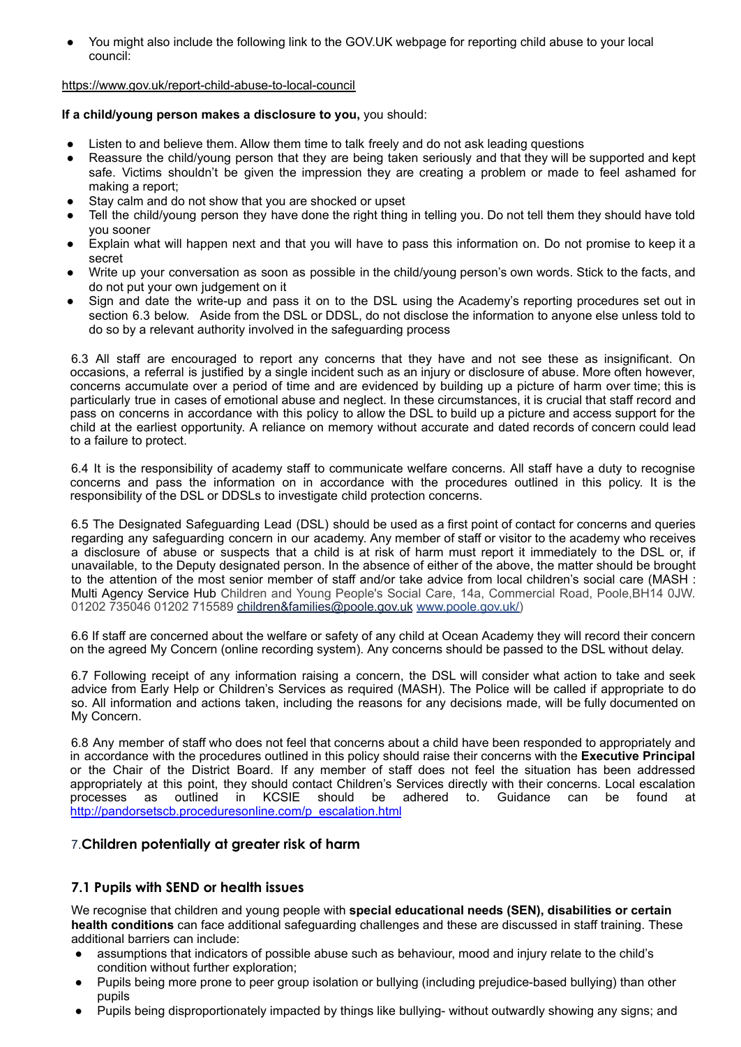- You might also include the following link to the GOV.UK webpage for reporting child abuse to your local council:

https://www.gov.uk/report-child-abuse-to-local-council

**If a child/young person makes a disclosure to you,** you should:

- Listen to and believe them. Allow them time to talk freely and do not ask leading questions
- Reassure the child/young person that they are being taken seriously and that they will be supported and kept safe. Victims shouldn't be given the impression they are creating a problem or made to feel ashamed for making a report;
- Stay calm and do not show that you are shocked or upset
- Tell the child/young person they have done the right thing in telling you. Do not tell them they should have told you sooner
- Explain what will happen next and that you will have to pass this information on. Do not promise to keep it a secret
- Write up your conversation as soon as possible in the child/young person's own words. Stick to the facts, and do not put your own judgement on it
- Sign and date the write-up and pass it on to the DSL using the Academy's reporting procedures set out in section 6.3 below. Aside from the DSL or DDSL, do not disclose the information to anyone else unless told to do so by a relevant authority involved in the safeguarding process

6.3 All staff are encouraged to report any concerns that they have and not see these as insignificant. On occasions, a referral is justified by a single incident such as an injury or disclosure of abuse. More often however, concerns accumulate over a period of time and are evidenced by building up a picture of harm over time; this is particularly true in cases of emotional abuse and neglect. In these circumstances, it is crucial that staff record and pass on concerns in accordance with this policy to allow the DSL to build up a picture and access support for the child at the earliest opportunity. A reliance on memory without accurate and dated records of concern could lead to a failure to protect.

6.4 It is the responsibility of academy staff to communicate welfare concerns. All staff have a duty to recognise concerns and pass the information on in accordance with the procedures outlined in this policy. It is the responsibility of the DSL or DDSLs to investigate child protection concerns.

6.5 The Designated Safeguarding Lead (DSL) should be used as a first point of contact for concerns and queries regarding any safeguarding concern in our academy. Any member of staff or visitor to the academy who receives a disclosure of abuse or suspects that a child is at risk of harm must report it immediately to the DSL or, if unavailable, to the Deputy designated person. In the absence of either of the above, the matter should be brought to the attention of the most senior member of staff and/or take advice from local children's social care (MASH : Multi Agency Service Hub Children and Young People's Social Care, 14a, Commercial Road, Poole,BH14 0JW. 01202 735046 01202 715589 children&families@poole.gov.uk www.poole.gov.uk/)

6.6 If staff are concerned about the welfare or safety of any child at Ocean Academy they will record their concern on the agreed My Concern (online recording system). Any concerns should be passed to the DSL without delay.

6.7 Following receipt of any information raising a concern, the DSL will consider what action to take and seek advice from Early Help or Children's Services as required (MASH). The Police will be called if appropriate to do so. All information and actions taken, including the reasons for any decisions made, will be fully documented on My Concern.

6.8 Any member of staff who does not feel that concerns about a child have been responded to appropriately and in accordance with the procedures outlined in this policy should raise their concerns with the **Executive Principal** or the Chair of the District Board. If any member of staff does not feel the situation has been addressed appropriately at this point, they should contact Children's Services directly with their concerns. Local escalation processes as outlined in KCSIE should be adhered to. Guidance can be found at http://pandorsetscb.proceduresonline.com/p_escalation.html

## 7. Children potentially at greater risk of harm

### 7.1 Pupils with SEND or health issues

We recognise that children and young people with **special educational needs (SEN), disabilities or certain health conditions** can face additional safeguarding challenges and these are discussed in staff training. These additional barriers can include:

- assumptions that indicators of possible abuse such as behaviour, mood and injury relate to the child's condition without further exploration;
- Pupils being more prone to peer group isolation or bullying (including prejudice-based bullying) than other pupils
- Pupils being disproportionately impacted by things like bullying- without outwardly showing any signs; and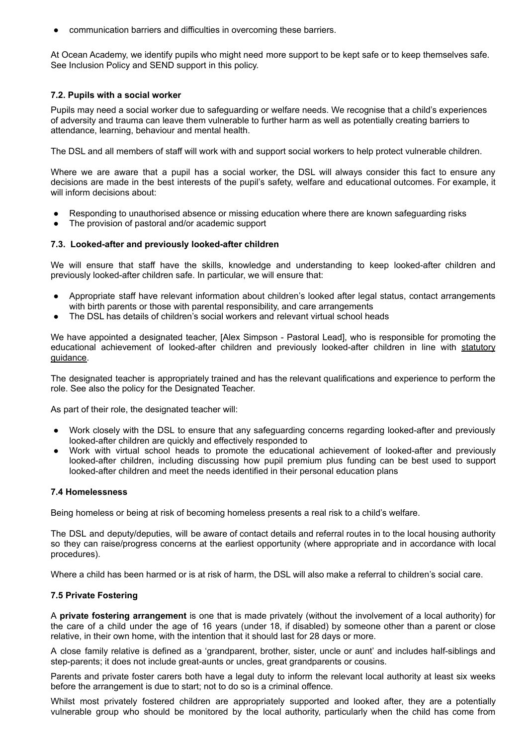- communication barriers and difficulties in overcoming these barriers.

At Ocean Academy, we identify pupils who might need more support to be kept safe or to keep themselves safe. See Inclusion Policy and SEND support in this policy.

### 7.2. Pupils with a social worker

Pupils may need a social worker due to safeguarding or welfare needs. We recognise that a child's experiences of adversity and trauma can leave them vulnerable to further harm as well as potentially creating barriers to attendance, learning, behaviour and mental health.

The DSL and all members of staff will work with and support social workers to help protect vulnerable children.

Where we are aware that a pupil has a social worker, the DSL will always consider this fact to ensure any decisions are made in the best interests of the pupil's safety, welfare and educational outcomes. For example, it will inform decisions about:

- Responding to unauthorised absence or missing education where there are known safeguarding risks
- The provision of pastoral and/or academic support

### 7.3. Looked-after and previously looked-after children

We will ensure that staff have the skills, knowledge and understanding to keep looked-after children and previously looked-after children safe. In particular, we will ensure that:

- Appropriate staff have relevant information about children's looked after legal status, contact arrangements with birth parents or those with parental responsibility, and care arrangements
- The DSL has details of children's social workers and relevant virtual school heads

We have appointed a designated teacher, [Alex Simpson - Pastoral Lead], who is responsible for promoting the educational achievement of looked-after children and previously looked-after children in line with statutory guidance.

The designated teacher is appropriately trained and has the relevant qualifications and experience to perform the role. See also the policy for the Designated Teacher.

As part of their role, the designated teacher will:

- Work closely with the DSL to ensure that any safeguarding concerns regarding looked-after and previously looked-after children are quickly and effectively responded to
- Work with virtual school heads to promote the educational achievement of looked-after and previously looked-after children, including discussing how pupil premium plus funding can be best used to support looked-after children and meet the needs identified in their personal education plans

### 7.4 Homelessness

Being homeless or being at risk of becoming homeless presents a real risk to a child's welfare.

The DSL and deputy/deputies, will be aware of contact details and referral routes in to the local housing authority so they can raise/progress concerns at the earliest opportunity (where appropriate and in accordance with local procedures).

Where a child has been harmed or is at risk of harm, the DSL will also make a referral to children's social care.

### 7.5 Private Fostering

A **private fostering arrangement** is one that is made privately (without the involvement of a local authority) for the care of a child under the age of 16 years (under 18, if disabled) by someone other than a parent or close relative, in their own home, with the intention that it should last for 28 days or more.

A close family relative is defined as a 'grandparent, brother, sister, uncle or aunt' and includes half-siblings and step-parents; it does not include great-aunts or uncles, great grandparents or cousins.

Parents and private foster carers both have a legal duty to inform the relevant local authority at least six weeks before the arrangement is due to start; not to do so is a criminal offence.

Whilst most privately fostered children are appropriately supported and looked after, they are a potentially vulnerable group who should be monitored by the local authority, particularly when the child has come from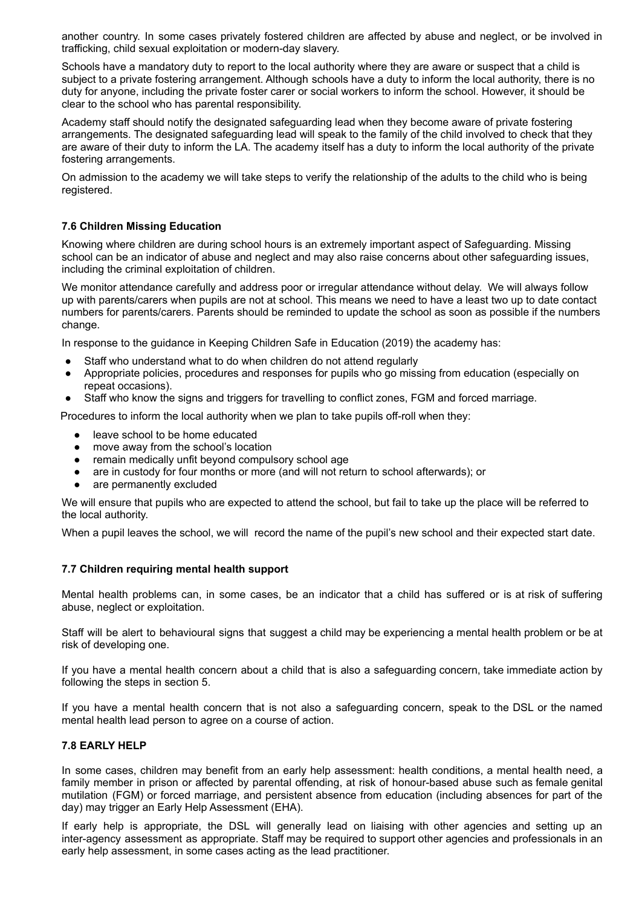another country. In some cases privately fostered children are affected by abuse and neglect, or be involved in trafficking, child sexual exploitation or modern-day slavery.

Schools have a mandatory duty to report to the local authority where they are aware or suspect that a child is subject to a private fostering arrangement. Although schools have a duty to inform the local authority, there is no duty for anyone, including the private foster carer or social workers to inform the school. However, it should be clear to the school who has parental responsibility.

Academy staff should notify the designated safeguarding lead when they become aware of private fostering arrangements. The designated safeguarding lead will speak to the family of the child involved to check that they are aware of their duty to inform the LA. The academy itself has a duty to inform the local authority of the private fostering arrangements.

On admission to the academy we will take steps to verify the relationship of the adults to the child who is being registered.

### 7.6 Children Missing Education

Knowing where children are during school hours is an extremely important aspect of Safeguarding. Missing school can be an indicator of abuse and neglect and may also raise concerns about other safeguarding issues, including the criminal exploitation of children.

We monitor attendance carefully and address poor or irregular attendance without delay. We will always follow up with parents/carers when pupils are not at school. This means we need to have a least two up to date contact numbers for parents/carers. Parents should be reminded to update the school as soon as possible if the numbers change.

In response to the guidance in Keeping Children Safe in Education (2019) the academy has:

- Staff who understand what to do when children do not attend regularly
- Appropriate policies, procedures and responses for pupils who go missing from education (especially on repeat occasions).
- Staff who know the signs and triggers for travelling to conflict zones, FGM and forced marriage.

Procedures to inform the local authority when we plan to take pupils off-roll when they:

- leave school to be home educated
- move away from the school's location
- remain medically unfit beyond compulsory school age
- are in custody for four months or more (and will not return to school afterwards); or
- are permanently excluded

We will ensure that pupils who are expected to attend the school, but fail to take up the place will be referred to the local authority.

When a pupil leaves the school, we will record the name of the pupil's new school and their expected start date.

### 7.7 Children requiring mental health support

Mental health problems can, in some cases, be an indicator that a child has suffered or is at risk of suffering abuse, neglect or exploitation.

Staff will be alert to behavioural signs that suggest a child may be experiencing a mental health problem or be at risk of developing one.

If you have a mental health concern about a child that is also a safeguarding concern, take immediate action by following the steps in section 5.

If you have a mental health concern that is not also a safeguarding concern, speak to the DSL or the named mental health lead person to agree on a course of action.

### 7.8 EARLY HELP

In some cases, children may benefit from an early help assessment: health conditions, a mental health need, a family member in prison or affected by parental offending, at risk of honour-based abuse such as female genital mutilation (FGM) or forced marriage, and persistent absence from education (including absences for part of the day) may trigger an Early Help Assessment (EHA).

If early help is appropriate, the DSL will generally lead on liaising with other agencies and setting up an inter-agency assessment as appropriate. Staff may be required to support other agencies and professionals in an early help assessment, in some cases acting as the lead practitioner.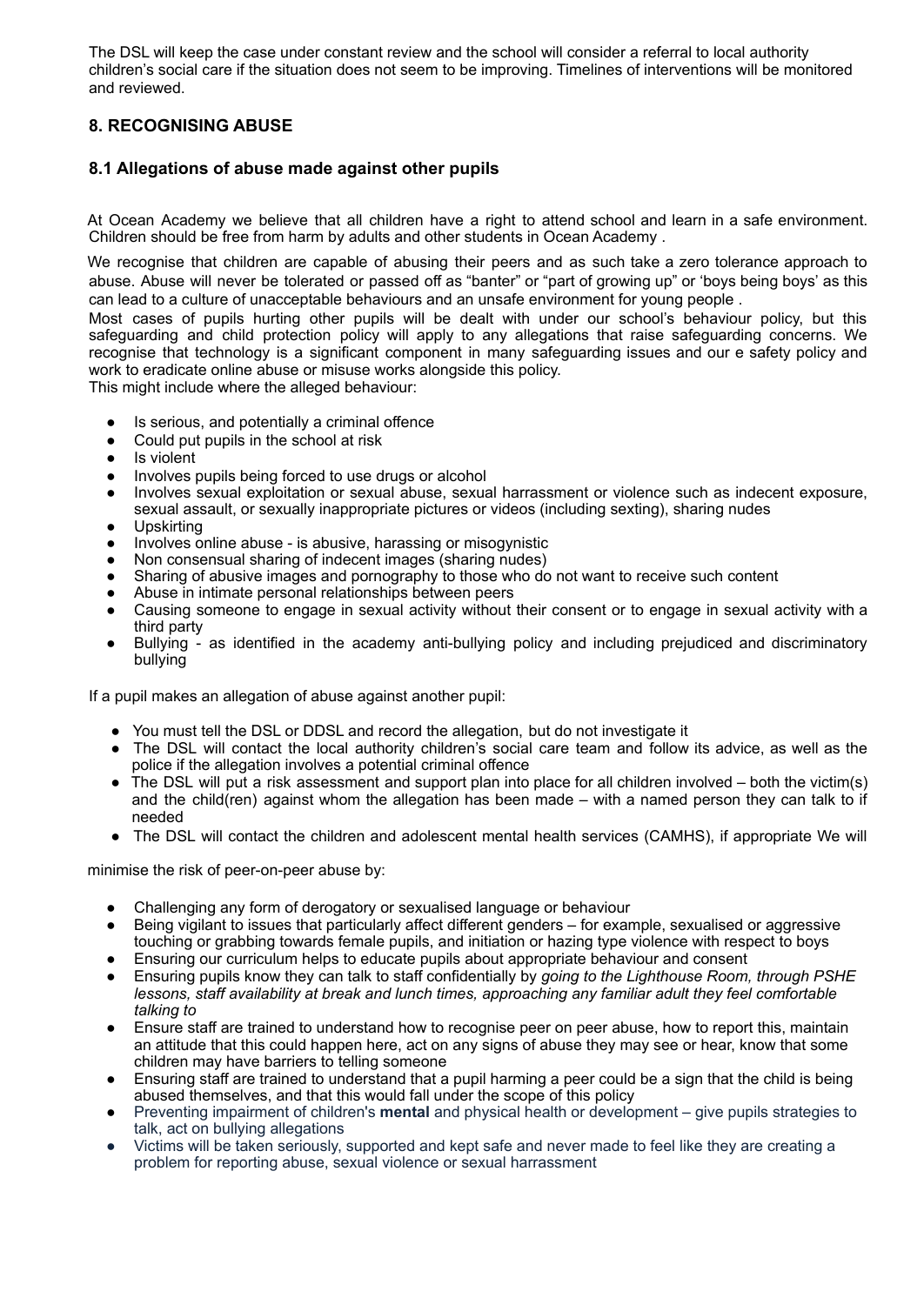The DSL will keep the case under constant review and the school will consider a referral to local authority children's social care if the situation does not seem to be improving. Timelines of interventions will be monitored and reviewed.

## 8. RECOGNISING ABUSE

### 8.1 Allegations of abuse made against other pupils

At Ocean Academy we believe that all children have a right to attend school and learn in a safe environment. Children should be free from harm by adults and other students in Ocean Academy .

We recognise that children are capable of abusing their peers and as such take a zero tolerance approach to abuse. Abuse will never be tolerated or passed off as "banter" or "part of growing up" or 'boys being boys' as this can lead to a culture of unacceptable behaviours and an unsafe environment for young people .

Most cases of pupils hurting other pupils will be dealt with under our school's behaviour policy, but this safeguarding and child protection policy will apply to any allegations that raise safeguarding concerns. We recognise that technology is a significant component in many safeguarding issues and our e safety policy and work to eradicate online abuse or misuse works alongside this policy.

This might include where the alleged behaviour:

- Is serious, and potentially a criminal offence
- Could put pupils in the school at risk
- Is violent
- Involves pupils being forced to use drugs or alcohol
- Involves sexual exploitation or sexual abuse, sexual harrassment or violence such as indecent exposure, sexual assault, or sexually inappropriate pictures or videos (including sexting), sharing nudes
- Upskirting
- Involves online abuse - is abusive, harassing or misogynistic
- Non consensual sharing of indecent images (sharing nudes)
- Sharing of abusive images and pornography to those who do not want to receive such content
- Abuse in intimate personal relationships between peers
- Causing someone to engage in sexual activity without their consent or to engage in sexual activity with a third party
- Bullying - as identified in the academy anti-bullying policy and including prejudiced and discriminatory bullying

If a pupil makes an allegation of abuse against another pupil:

- You must tell the DSL or DDSL and record the allegation, but do not investigate it
- The DSL will contact the local authority children's social care team and follow its advice, as well as the police if the allegation involves a potential criminal offence
- The DSL will put a risk assessment and support plan into place for all children involved – both the victim(s) and the child(ren) against whom the allegation has been made – with a named person they can talk to if needed
- The DSL will contact the children and adolescent mental health services (CAMHS), if appropriate We will

minimise the risk of peer-on-peer abuse by:

- Challenging any form of derogatory or sexualised language or behaviour
- Being vigilant to issues that particularly affect different genders – for example, sexualised or aggressive touching or grabbing towards female pupils, and initiation or hazing type violence with respect to boys
- Ensuring our curriculum helps to educate pupils about appropriate behaviour and consent
- Ensuring pupils know they can talk to staff confidentially by *going to the Lighthouse Room, through PSHE lessons, staff availability at break and lunch times, approaching any familiar adult they feel comfortable talking to*
- Ensure staff are trained to understand how to recognise peer on peer abuse, how to report this, maintain an attitude that this could happen here, act on any signs of abuse they may see or hear, know that some children may have barriers to telling someone
- Ensuring staff are trained to understand that a pupil harming a peer could be a sign that the child is being abused themselves, and that this would fall under the scope of this policy
- Preventing impairment of children's **mental** and physical health or development – give pupils strategies to talk, act on bullying allegations
- Victims will be taken seriously, supported and kept safe and never made to feel like they are creating a problem for reporting abuse, sexual violence or sexual harrassment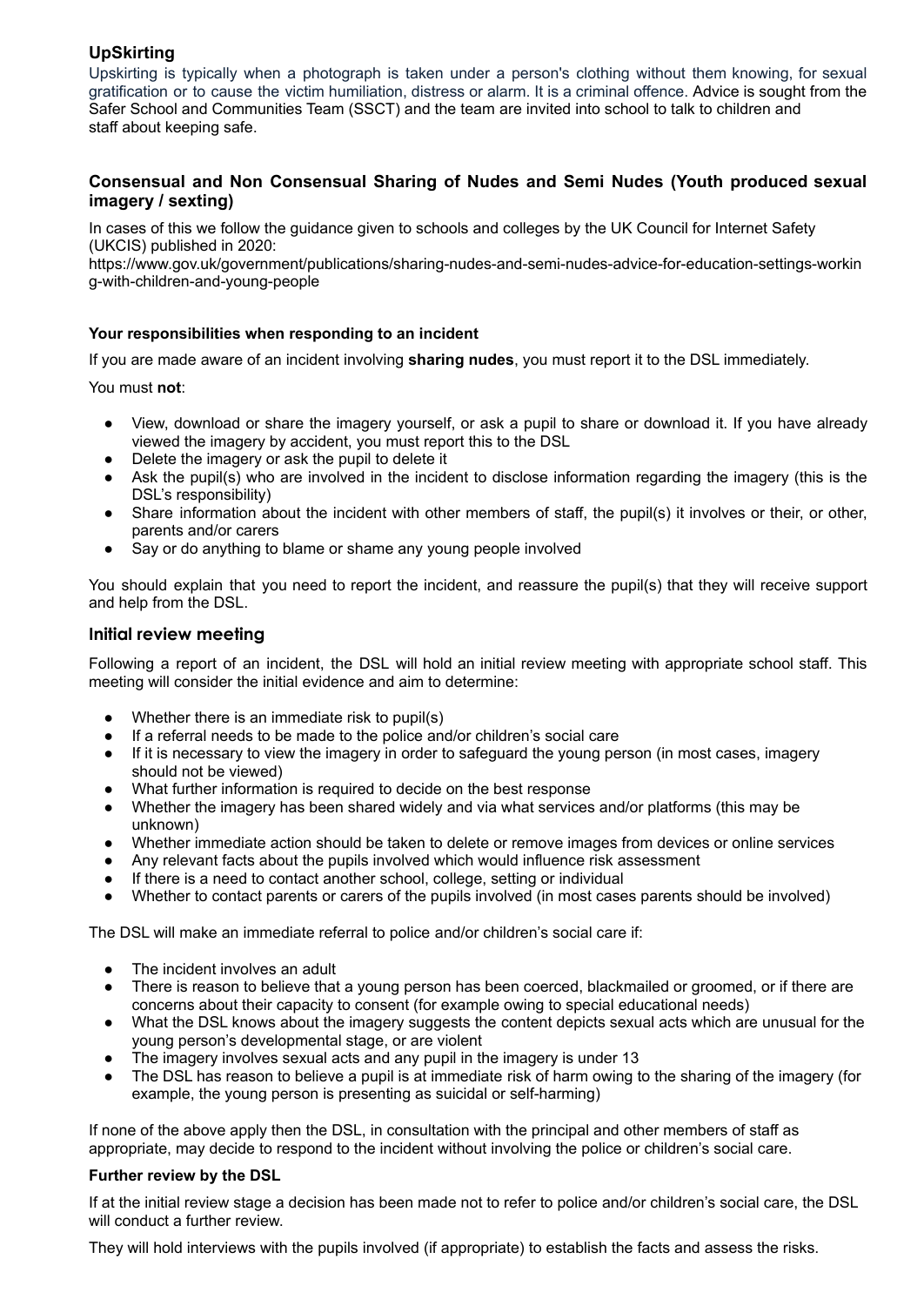## UpSkirting

Upskirting is typically when a photograph is taken under a person's clothing without them knowing, for sexual gratification or to cause the victim humiliation, distress or alarm. It is a criminal offence. Advice is sought from the Safer School and Communities Team (SSCT) and the team are invited into school to talk to children and staff about keeping safe.

### Consensual and Non Consensual Sharing of Nudes and Semi Nudes (Youth produced sexual imagery / sexting)

In cases of this we follow the guidance given to schools and colleges by the UK Council for Internet Safety (UKCIS) published in 2020:
https://www.gov.uk/government/publications/sharing-nudes-and-semi-nudes-advice-for-education-settings-working-with-children-and-young-people

#### Your responsibilities when responding to an incident

If you are made aware of an incident involving **sharing nudes**, you must report it to the DSL immediately.

You must **not**:

- View, download or share the imagery yourself, or ask a pupil to share or download it. If you have already viewed the imagery by accident, you must report this to the DSL
- Delete the imagery or ask the pupil to delete it
- Ask the pupil(s) who are involved in the incident to disclose information regarding the imagery (this is the DSL's responsibility)
- Share information about the incident with other members of staff, the pupil(s) it involves or their, or other, parents and/or carers
- Say or do anything to blame or shame any young people involved

You should explain that you need to report the incident, and reassure the pupil(s) that they will receive support and help from the DSL.

### Initial review meeting

Following a report of an incident, the DSL will hold an initial review meeting with appropriate school staff. This meeting will consider the initial evidence and aim to determine:

- Whether there is an immediate risk to pupil(s)
- If a referral needs to be made to the police and/or children's social care
- If it is necessary to view the imagery in order to safeguard the young person (in most cases, imagery should not be viewed)
- What further information is required to decide on the best response
- Whether the imagery has been shared widely and via what services and/or platforms (this may be unknown)
- Whether immediate action should be taken to delete or remove images from devices or online services
- Any relevant facts about the pupils involved which would influence risk assessment
- If there is a need to contact another school, college, setting or individual
- Whether to contact parents or carers of the pupils involved (in most cases parents should be involved)

The DSL will make an immediate referral to police and/or children's social care if:

- The incident involves an adult
- There is reason to believe that a young person has been coerced, blackmailed or groomed, or if there are concerns about their capacity to consent (for example owing to special educational needs)
- What the DSL knows about the imagery suggests the content depicts sexual acts which are unusual for the young person's developmental stage, or are violent
- The imagery involves sexual acts and any pupil in the imagery is under 13
- The DSL has reason to believe a pupil is at immediate risk of harm owing to the sharing of the imagery (for example, the young person is presenting as suicidal or self-harming)

If none of the above apply then the DSL, in consultation with the principal and other members of staff as appropriate, may decide to respond to the incident without involving the police or children's social care.

#### Further review by the DSL

If at the initial review stage a decision has been made not to refer to police and/or children's social care, the DSL will conduct a further review.

They will hold interviews with the pupils involved (if appropriate) to establish the facts and assess the risks.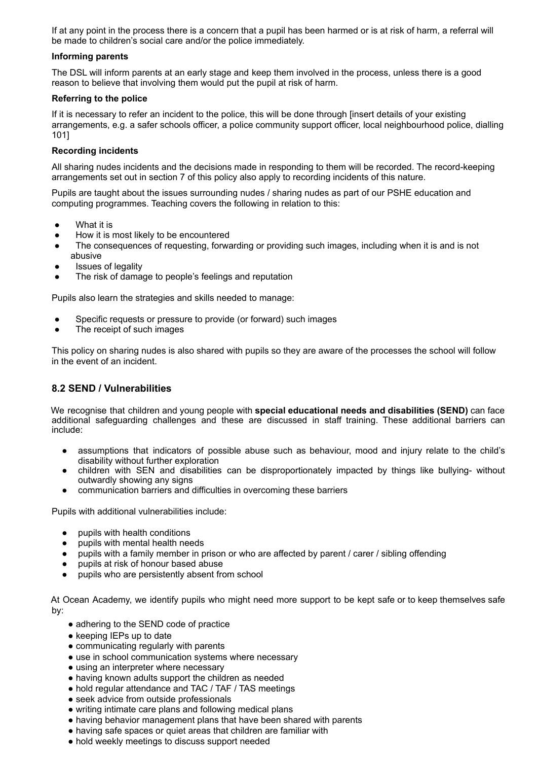If at any point in the process there is a concern that a pupil has been harmed or is at risk of harm, a referral will be made to children's social care and/or the police immediately.

**Informing parents**

The DSL will inform parents at an early stage and keep them involved in the process, unless there is a good reason to believe that involving them would put the pupil at risk of harm.

**Referring to the police**

If it is necessary to refer an incident to the police, this will be done through [insert details of your existing arrangements, e.g. a safer schools officer, a police community support officer, local neighbourhood police, dialling 101]

**Recording incidents**

All sharing nudes incidents and the decisions made in responding to them will be recorded. The record-keeping arrangements set out in section 7 of this policy also apply to recording incidents of this nature.

Pupils are taught about the issues surrounding nudes / sharing nudes as part of our PSHE education and computing programmes. Teaching covers the following in relation to this:

- What it is
- How it is most likely to be encountered
- The consequences of requesting, forwarding or providing such images, including when it is and is not abusive
- Issues of legality
- The risk of damage to people's feelings and reputation

Pupils also learn the strategies and skills needed to manage:

- Specific requests or pressure to provide (or forward) such images
- The receipt of such images

This policy on sharing nudes is also shared with pupils so they are aware of the processes the school will follow in the event of an incident.

## 8.2 SEND / Vulnerabilities

We recognise that children and young people with **special educational needs and disabilities (SEND)** can face additional safeguarding challenges and these are discussed in staff training. These additional barriers can include:

- assumptions that indicators of possible abuse such as behaviour, mood and injury relate to the child's disability without further exploration
- children with SEN and disabilities can be disproportionately impacted by things like bullying- without outwardly showing any signs
- communication barriers and difficulties in overcoming these barriers

Pupils with additional vulnerabilities include:

- pupils with health conditions
- pupils with mental health needs
- pupils with a family member in prison or who are affected by parent / carer / sibling offending
- pupils at risk of honour based abuse
- pupils who are persistently absent from school

At Ocean Academy, we identify pupils who might need more support to be kept safe or to keep themselves safe by:

- adhering to the SEND code of practice
- keeping IEPs up to date
- communicating regularly with parents
- use in school communication systems where necessary
- using an interpreter where necessary
- having known adults support the children as needed
- hold regular attendance and TAC / TAF / TAS meetings
- seek advice from outside professionals
- writing intimate care plans and following medical plans
- having behavior management plans that have been shared with parents
- having safe spaces or quiet areas that children are familiar with
- hold weekly meetings to discuss support needed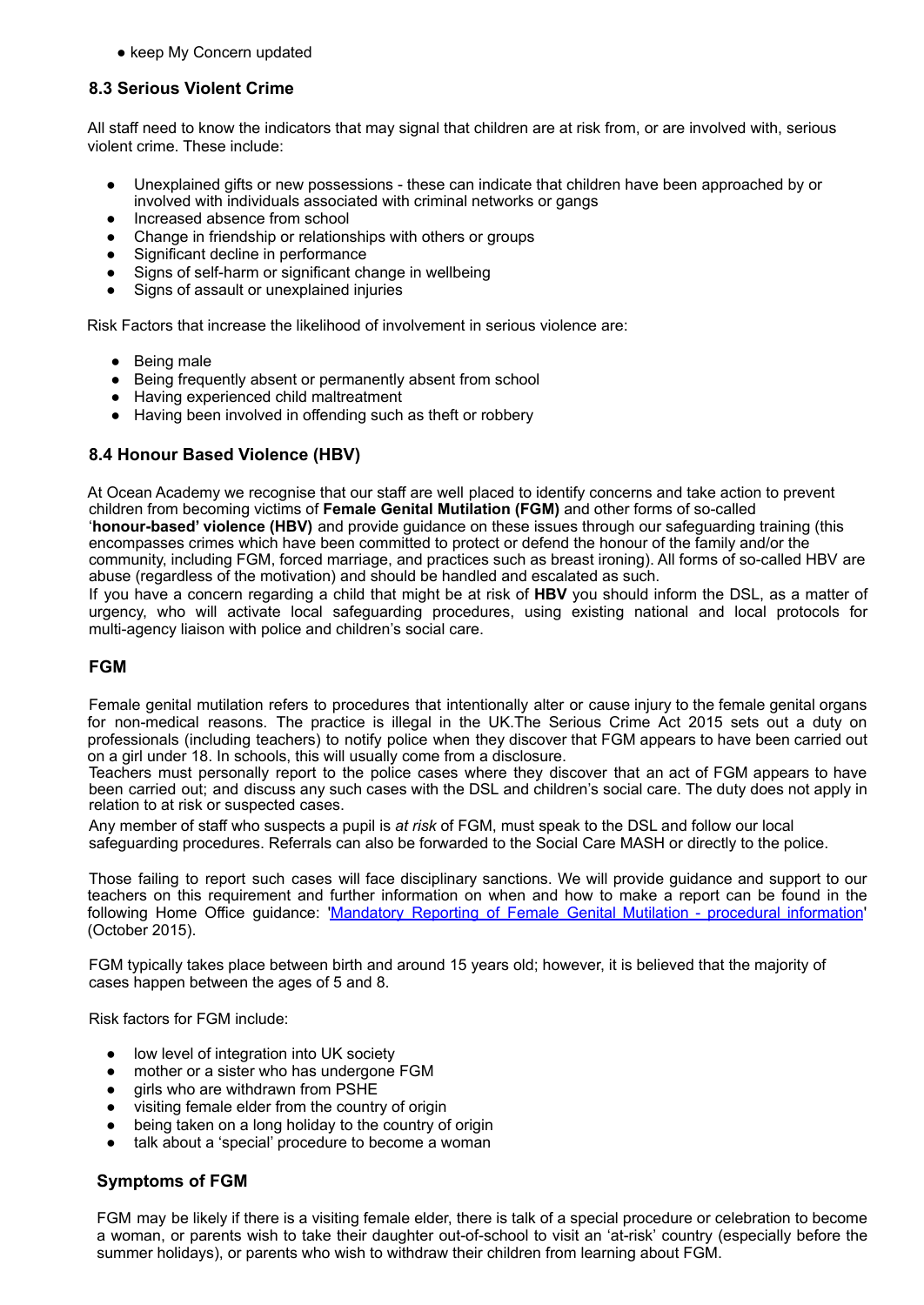- keep My Concern updated

### 8.3 Serious Violent Crime

All staff need to know the indicators that may signal that children are at risk from, or are involved with, serious violent crime. These include:

- Unexplained gifts or new possessions - these can indicate that children have been approached by or involved with individuals associated with criminal networks or gangs
- Increased absence from school
- Change in friendship or relationships with others or groups
- Significant decline in performance
- Signs of self-harm or significant change in wellbeing
- Signs of assault or unexplained injuries

Risk Factors that increase the likelihood of involvement in serious violence are:

- Being male
- Being frequently absent or permanently absent from school
- Having experienced child maltreatment
- Having been involved in offending such as theft or robbery

### 8.4 Honour Based Violence (HBV)

At Ocean Academy we recognise that our staff are well placed to identify concerns and take action to prevent children from becoming victims of **Female Genital Mutilation (FGM)** and other forms of so-called '**honour-based' violence (HBV)** and provide guidance on these issues through our safeguarding training (this encompasses crimes which have been committed to protect or defend the honour of the family and/or the community, including FGM, forced marriage, and practices such as breast ironing). All forms of so-called HBV are abuse (regardless of the motivation) and should be handled and escalated as such.
If you have a concern regarding a child that might be at risk of **HBV** you should inform the DSL, as a matter of urgency, who will activate local safeguarding procedures, using existing national and local protocols for multi-agency liaison with police and children's social care.

### FGM

Female genital mutilation refers to procedures that intentionally alter or cause injury to the female genital organs for non-medical reasons. The practice is illegal in the UK.The Serious Crime Act 2015 sets out a duty on professionals (including teachers) to notify police when they discover that FGM appears to have been carried out on a girl under 18. In schools, this will usually come from a disclosure.
Teachers must personally report to the police cases where they discover that an act of FGM appears to have been carried out; and discuss any such cases with the DSL and children's social care. The duty does not apply in relation to at risk or suspected cases.
Any member of staff who suspects a pupil is *at risk* of FGM, must speak to the DSL and follow our local safeguarding procedures. Referrals can also be forwarded to the Social Care MASH or directly to the police.

Those failing to report such cases will face disciplinary sanctions. We will provide guidance and support to our teachers on this requirement and further information on when and how to make a report can be found in the following Home Office guidance: '[Mandatory Reporting of Female Genital Mutilation - procedural information]' (October 2015).

FGM typically takes place between birth and around 15 years old; however, it is believed that the majority of cases happen between the ages of 5 and 8.

Risk factors for FGM include:

- low level of integration into UK society
- mother or a sister who has undergone FGM
- girls who are withdrawn from PSHE
- visiting female elder from the country of origin
- being taken on a long holiday to the country of origin
- talk about a 'special' procedure to become a woman

### Symptoms of FGM

FGM may be likely if there is a visiting female elder, there is talk of a special procedure or celebration to become a woman, or parents wish to take their daughter out-of-school to visit an 'at-risk' country (especially before the summer holidays), or parents who wish to withdraw their children from learning about FGM.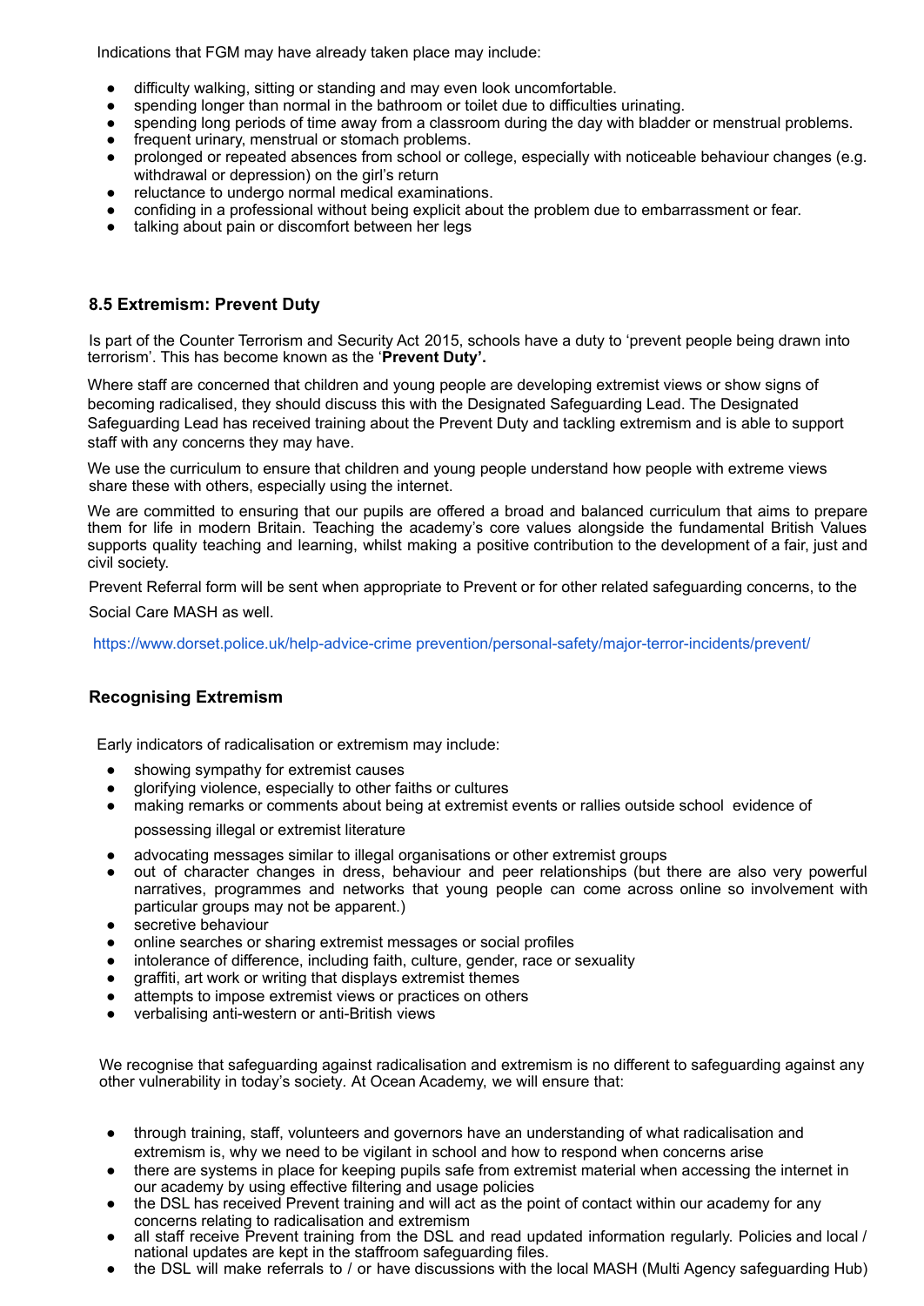Indications that FGM may have already taken place may include:

- difficulty walking, sitting or standing and may even look uncomfortable.
- spending longer than normal in the bathroom or toilet due to difficulties urinating.
- spending long periods of time away from a classroom during the day with bladder or menstrual problems.
- frequent urinary, menstrual or stomach problems.
- prolonged or repeated absences from school or college, especially with noticeable behaviour changes (e.g. withdrawal or depression) on the girl's return
- reluctance to undergo normal medical examinations.
- confiding in a professional without being explicit about the problem due to embarrassment or fear.
- talking about pain or discomfort between her legs

### 8.5 Extremism: Prevent Duty

Is part of the Counter Terrorism and Security Act 2015, schools have a duty to 'prevent people being drawn into terrorism'. This has become known as the '**Prevent Duty'.**

Where staff are concerned that children and young people are developing extremist views or show signs of becoming radicalised, they should discuss this with the Designated Safeguarding Lead. The Designated Safeguarding Lead has received training about the Prevent Duty and tackling extremism and is able to support staff with any concerns they may have.

We use the curriculum to ensure that children and young people understand how people with extreme views share these with others, especially using the internet.

We are committed to ensuring that our pupils are offered a broad and balanced curriculum that aims to prepare them for life in modern Britain. Teaching the academy's core values alongside the fundamental British Values supports quality teaching and learning, whilst making a positive contribution to the development of a fair, just and civil society.

Prevent Referral form will be sent when appropriate to Prevent or for other related safeguarding concerns, to the Social Care MASH as well.

https://www.dorset.police.uk/help-advice-crime prevention/personal-safety/major-terror-incidents/prevent/

### Recognising Extremism

Early indicators of radicalisation or extremism may include:

- showing sympathy for extremist causes
- glorifying violence, especially to other faiths or cultures
- making remarks or comments about being at extremist events or rallies outside school evidence of possessing illegal or extremist literature
- advocating messages similar to illegal organisations or other extremist groups
- out of character changes in dress, behaviour and peer relationships (but there are also very powerful narratives, programmes and networks that young people can come across online so involvement with particular groups may not be apparent.)
- secretive behaviour
- online searches or sharing extremist messages or social profiles
- intolerance of difference, including faith, culture, gender, race or sexuality
- graffiti, art work or writing that displays extremist themes
- attempts to impose extremist views or practices on others
- verbalising anti-western or anti-British views

We recognise that safeguarding against radicalisation and extremism is no different to safeguarding against any other vulnerability in today's society. At Ocean Academy, we will ensure that:

- through training, staff, volunteers and governors have an understanding of what radicalisation and extremism is, why we need to be vigilant in school and how to respond when concerns arise
- there are systems in place for keeping pupils safe from extremist material when accessing the internet in our academy by using effective filtering and usage policies
- the DSL has received Prevent training and will act as the point of contact within our academy for any concerns relating to radicalisation and extremism
- all staff receive Prevent training from the DSL and read updated information regularly. Policies and local / national updates are kept in the staffroom safeguarding files.
- the DSL will make referrals to / or have discussions with the local MASH (Multi Agency safeguarding Hub)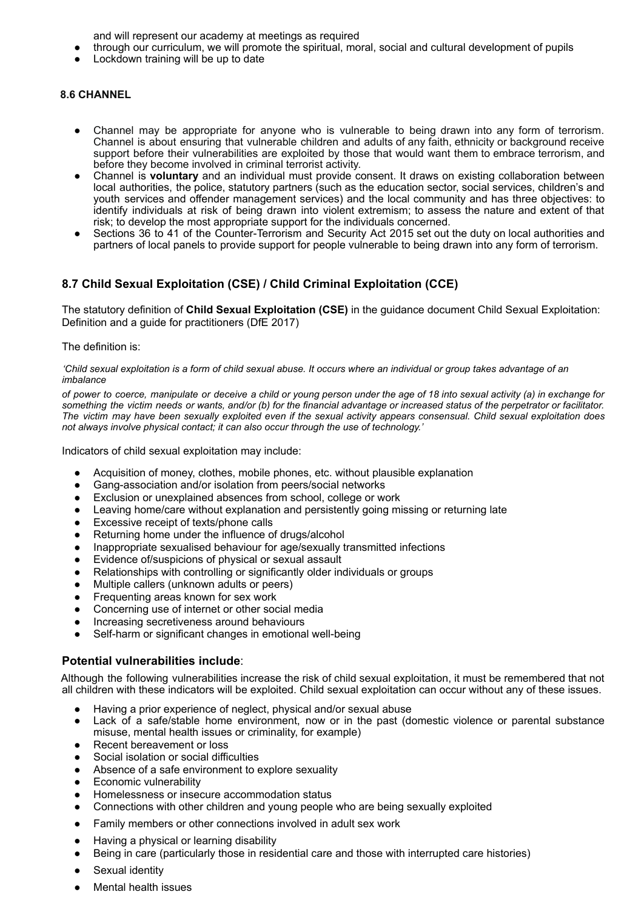and will represent our academy at meetings as required

- through our curriculum, we will promote the spiritual, moral, social and cultural development of pupils
- Lockdown training will be up to date

#### 8.6 CHANNEL

- Channel may be appropriate for anyone who is vulnerable to being drawn into any form of terrorism. Channel is about ensuring that vulnerable children and adults of any faith, ethnicity or background receive support before their vulnerabilities are exploited by those that would want them to embrace terrorism, and before they become involved in criminal terrorist activity.
- Channel is **voluntary** and an individual must provide consent. It draws on existing collaboration between local authorities, the police, statutory partners (such as the education sector, social services, children's and youth services and offender management services) and the local community and has three objectives: to identify individuals at risk of being drawn into violent extremism; to assess the nature and extent of that risk; to develop the most appropriate support for the individuals concerned.
- Sections 36 to 41 of the Counter-Terrorism and Security Act 2015 set out the duty on local authorities and partners of local panels to provide support for people vulnerable to being drawn into any form of terrorism.

### 8.7 Child Sexual Exploitation (CSE) / Child Criminal Exploitation (CCE)

The statutory definition of **Child Sexual Exploitation (CSE)** in the guidance document Child Sexual Exploitation: Definition and a guide for practitioners (DfE 2017)

The definition is:

*'Child sexual exploitation is a form of child sexual abuse. It occurs where an individual or group takes advantage of an imbalance*

*of power to coerce, manipulate or deceive a child or young person under the age of 18 into sexual activity (a) in exchange for something the victim needs or wants, and/or (b) for the financial advantage or increased status of the perpetrator or facilitator. The victim may have been sexually exploited even if the sexual activity appears consensual. Child sexual exploitation does not always involve physical contact; it can also occur through the use of technology.'*

Indicators of child sexual exploitation may include:

- Acquisition of money, clothes, mobile phones, etc. without plausible explanation
- Gang-association and/or isolation from peers/social networks
- Exclusion or unexplained absences from school, college or work
- Leaving home/care without explanation and persistently going missing or returning late
- Excessive receipt of texts/phone calls
- Returning home under the influence of drugs/alcohol
- Inappropriate sexualised behaviour for age/sexually transmitted infections
- Evidence of/suspicions of physical or sexual assault
- Relationships with controlling or significantly older individuals or groups
- Multiple callers (unknown adults or peers)
- Frequenting areas known for sex work
- Concerning use of internet or other social media
- Increasing secretiveness around behaviours
- Self-harm or significant changes in emotional well-being

#### Potential vulnerabilities include:

Although the following vulnerabilities increase the risk of child sexual exploitation, it must be remembered that not all children with these indicators will be exploited. Child sexual exploitation can occur without any of these issues.

- Having a prior experience of neglect, physical and/or sexual abuse
- Lack of a safe/stable home environment, now or in the past (domestic violence or parental substance misuse, mental health issues or criminality, for example)
- Recent bereavement or loss
- Social isolation or social difficulties
- Absence of a safe environment to explore sexuality
- Economic vulnerability
- Homelessness or insecure accommodation status
- Connections with other children and young people who are being sexually exploited
- Family members or other connections involved in adult sex work
- Having a physical or learning disability
- Being in care (particularly those in residential care and those with interrupted care histories)
- Sexual identity
- Mental health issues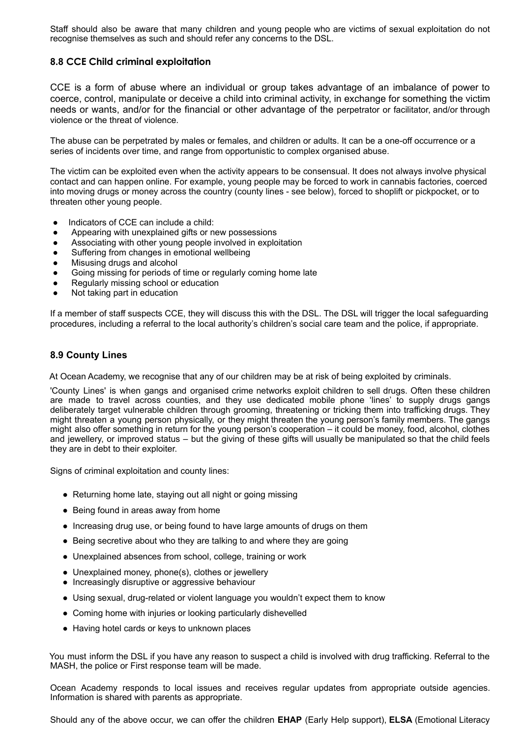Staff should also be aware that many children and young people who are victims of sexual exploitation do not recognise themselves as such and should refer any concerns to the DSL.

### 8.8 CCE Child criminal exploitation

CCE is a form of abuse where an individual or group takes advantage of an imbalance of power to coerce, control, manipulate or deceive a child into criminal activity, in exchange for something the victim needs or wants, and/or for the financial or other advantage of the perpetrator or facilitator, and/or through violence or the threat of violence.

The abuse can be perpetrated by males or females, and children or adults. It can be a one-off occurrence or a series of incidents over time, and range from opportunistic to complex organised abuse.

The victim can be exploited even when the activity appears to be consensual. It does not always involve physical contact and can happen online. For example, young people may be forced to work in cannabis factories, coerced into moving drugs or money across the country (county lines - see below), forced to shoplift or pickpocket, or to threaten other young people.

- Indicators of CCE can include a child:
- Appearing with unexplained gifts or new possessions
- Associating with other young people involved in exploitation
- Suffering from changes in emotional wellbeing
- Misusing drugs and alcohol
- Going missing for periods of time or regularly coming home late
- Regularly missing school or education
- Not taking part in education

If a member of staff suspects CCE, they will discuss this with the DSL. The DSL will trigger the local safeguarding procedures, including a referral to the local authority's children's social care team and the police, if appropriate.

### 8.9 County Lines

At Ocean Academy, we recognise that any of our children may be at risk of being exploited by criminals.

'County Lines' is when gangs and organised crime networks exploit children to sell drugs. Often these children are made to travel across counties, and they use dedicated mobile phone 'lines' to supply drugs gangs deliberately target vulnerable children through grooming, threatening or tricking them into trafficking drugs. They might threaten a young person physically, or they might threaten the young person's family members. The gangs might also offer something in return for the young person's cooperation – it could be money, food, alcohol, clothes and jewellery, or improved status – but the giving of these gifts will usually be manipulated so that the child feels they are in debt to their exploiter.

Signs of criminal exploitation and county lines:

- Returning home late, staying out all night or going missing
- Being found in areas away from home
- Increasing drug use, or being found to have large amounts of drugs on them
- Being secretive about who they are talking to and where they are going
- Unexplained absences from school, college, training or work
- Unexplained money, phone(s), clothes or jewellery
- Increasingly disruptive or aggressive behaviour
- Using sexual, drug-related or violent language you wouldn't expect them to know
- Coming home with injuries or looking particularly dishevelled
- Having hotel cards or keys to unknown places

You must inform the DSL if you have any reason to suspect a child is involved with drug trafficking. Referral to the MASH, the police or First response team will be made.

Ocean Academy responds to local issues and receives regular updates from appropriate outside agencies. Information is shared with parents as appropriate.

Should any of the above occur, we can offer the children **EHAP** (Early Help support), **ELSA** (Emotional Literacy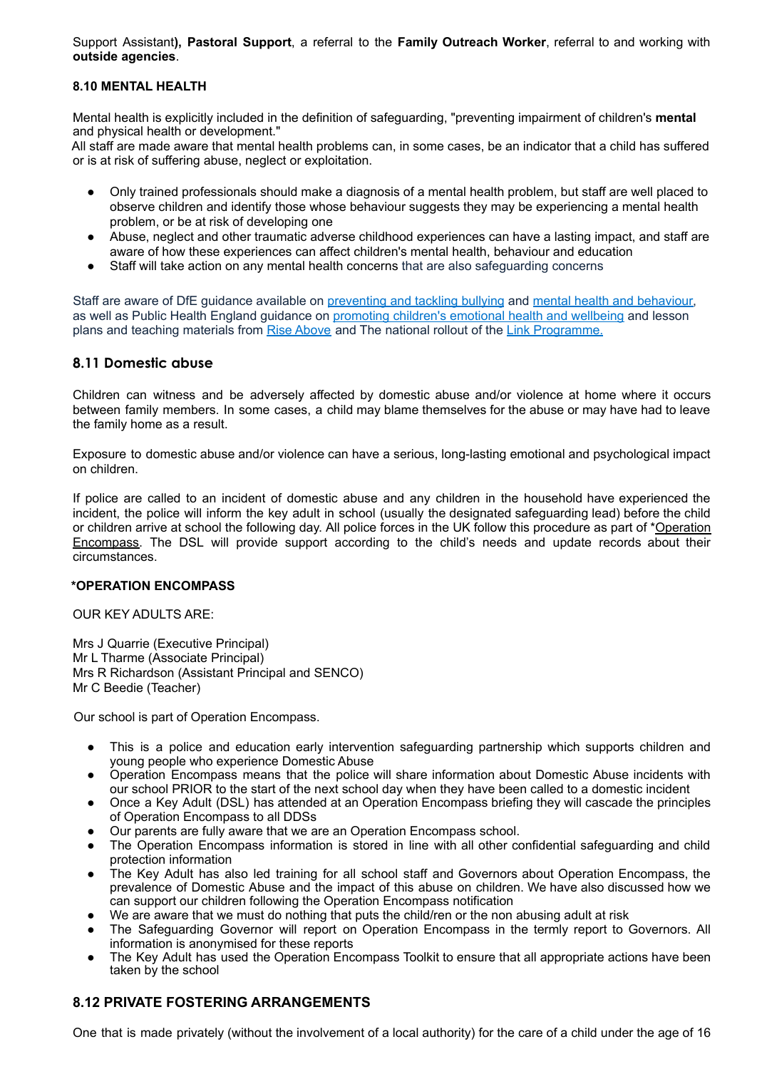Support Assistant**), Pastoral Support**, a referral to the **Family Outreach Worker**, referral to and working with **outside agencies**.

### 8.10 MENTAL HEALTH

Mental health is explicitly included in the definition of safeguarding, "preventing impairment of children's **mental** and physical health or development."
All staff are made aware that mental health problems can, in some cases, be an indicator that a child has suffered or is at risk of suffering abuse, neglect or exploitation.

- Only trained professionals should make a diagnosis of a mental health problem, but staff are well placed to observe children and identify those whose behaviour suggests they may be experiencing a mental health problem, or be at risk of developing one
- Abuse, neglect and other traumatic adverse childhood experiences can have a lasting impact, and staff are aware of how these experiences can affect children's mental health, behaviour and education
- Staff will take action on any mental health concerns that are also safeguarding concerns

Staff are aware of DfE guidance available on preventing and tackling bullying and mental health and behaviour, as well as Public Health England guidance on promoting children's emotional health and wellbeing and lesson plans and teaching materials from Rise Above and The national rollout of the Link Programme.

## 8.11 Domestic abuse

Children can witness and be adversely affected by domestic abuse and/or violence at home where it occurs between family members. In some cases, a child may blame themselves for the abuse or may have had to leave the family home as a result.

Exposure to domestic abuse and/or violence can have a serious, long-lasting emotional and psychological impact on children.

If police are called to an incident of domestic abuse and any children in the household have experienced the incident, the police will inform the key adult in school (usually the designated safeguarding lead) before the child or children arrive at school the following day. All police forces in the UK follow this procedure as part of *Operation Encompass. The DSL will provide support according to the child's needs and update records about their circumstances.

### *OPERATION ENCOMPASS

OUR KEY ADULTS ARE:

Mrs J Quarrie (Executive Principal)
Mr L Tharme (Associate Principal)
Mrs R Richardson (Assistant Principal and SENCO)
Mr C Beedie (Teacher)

Our school is part of Operation Encompass.

- This is a police and education early intervention safeguarding partnership which supports children and young people who experience Domestic Abuse
- Operation Encompass means that the police will share information about Domestic Abuse incidents with our school PRIOR to the start of the next school day when they have been called to a domestic incident
- Once a Key Adult (DSL) has attended at an Operation Encompass briefing they will cascade the principles of Operation Encompass to all DDSs
- Our parents are fully aware that we are an Operation Encompass school.
- The Operation Encompass information is stored in line with all other confidential safeguarding and child protection information
- The Key Adult has also led training for all school staff and Governors about Operation Encompass, the prevalence of Domestic Abuse and the impact of this abuse on children. We have also discussed how we can support our children following the Operation Encompass notification
- We are aware that we must do nothing that puts the child/ren or the non abusing adult at risk
- The Safeguarding Governor will report on Operation Encompass in the termly report to Governors. All information is anonymised for these reports
- The Key Adult has used the Operation Encompass Toolkit to ensure that all appropriate actions have been taken by the school

### 8.12 PRIVATE FOSTERING ARRANGEMENTS

One that is made privately (without the involvement of a local authority) for the care of a child under the age of 16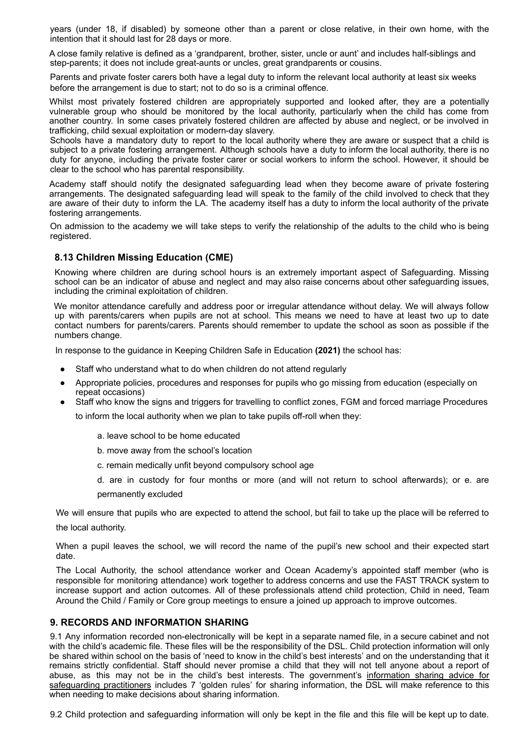years (under 18, if disabled) by someone other than a parent or close relative, in their own home, with the intention that it should last for 28 days or more.

A close family relative is defined as a 'grandparent, brother, sister, uncle or aunt' and includes half-siblings and step-parents; it does not include great-aunts or uncles, great grandparents or cousins.

Parents and private foster carers both have a legal duty to inform the relevant local authority at least six weeks before the arrangement is due to start; not to do so is a criminal offence.

Whilst most privately fostered children are appropriately supported and looked after, they are a potentially vulnerable group who should be monitored by the local authority, particularly when the child has come from another country. In some cases privately fostered children are affected by abuse and neglect, or be involved in trafficking, child sexual exploitation or modern-day slavery.

Schools have a mandatory duty to report to the local authority where they are aware or suspect that a child is subject to a private fostering arrangement. Although schools have a duty to inform the local authority, there is no duty for anyone, including the private foster carer or social workers to inform the school. However, it should be clear to the school who has parental responsibility.

Academy staff should notify the designated safeguarding lead when they become aware of private fostering arrangements. The designated safeguarding lead will speak to the family of the child involved to check that they are aware of their duty to inform the LA. The academy itself has a duty to inform the local authority of the private fostering arrangements.

On admission to the academy we will take steps to verify the relationship of the adults to the child who is being registered.

### 8.13 Children Missing Education (CME)

Knowing where children are during school hours is an extremely important aspect of Safeguarding. Missing school can be an indicator of abuse and neglect and may also raise concerns about other safeguarding issues, including the criminal exploitation of children.

We monitor attendance carefully and address poor or irregular attendance without delay. We will always follow up with parents/carers when pupils are not at school. This means we need to have at least two up to date contact numbers for parents/carers. Parents should remember to update the school as soon as possible if the numbers change.

In response to the guidance in Keeping Children Safe in Education **(2021)** the school has:

- Staff who understand what to do when children do not attend regularly
- Appropriate policies, procedures and responses for pupils who go missing from education (especially on repeat occasions)
- Staff who know the signs and triggers for travelling to conflict zones, FGM and forced marriage Procedures

  to inform the local authority when we plan to take pupils off-roll when they:

  a. leave school to be home educated

  b. move away from the school's location

  c. remain medically unfit beyond compulsory school age

  d. are in custody for four months or more (and will not return to school afterwards); or e. are permanently excluded

We will ensure that pupils who are expected to attend the school, but fail to take up the place will be referred to the local authority.

When a pupil leaves the school, we will record the name of the pupil's new school and their expected start date.

The Local Authority, the school attendance worker and Ocean Academy's appointed staff member (who is responsible for monitoring attendance) work together to address concerns and use the FAST TRACK system to increase support and action outcomes. All of these professionals attend child protection, Child in need, Team Around the Child / Family or Core group meetings to ensure a joined up approach to improve outcomes.

## 9. RECORDS AND INFORMATION SHARING

9.1 Any information recorded non-electronically will be kept in a separate named file, in a secure cabinet and not with the child's academic file. These files will be the responsibility of the DSL. Child protection information will only be shared within school on the basis of 'need to know in the child's best interests' and on the understanding that it remains strictly confidential. Staff should never promise a child that they will not tell anyone about a report of abuse, as this may not be in the child's best interests. The government's information sharing advice for safeguarding practitioners includes 7 'golden rules' for sharing information, the DSL will make reference to this when needing to make decisions about sharing information.

9.2 Child protection and safeguarding information will only be kept in the file and this file will be kept up to date.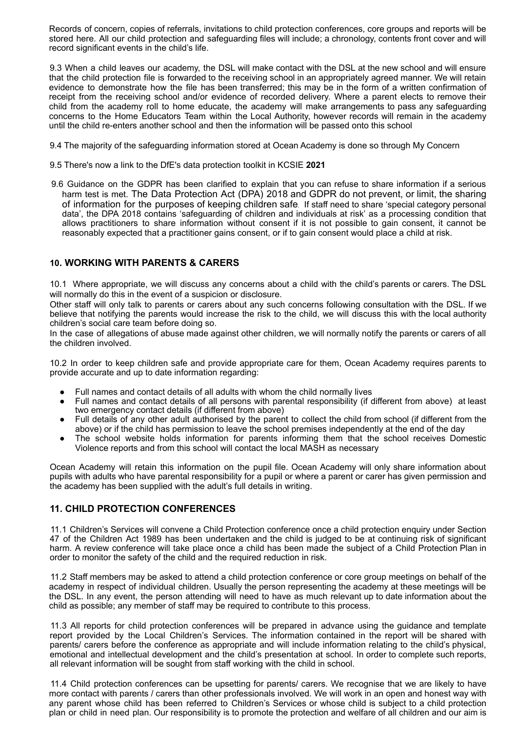Records of concern, copies of referrals, invitations to child protection conferences, core groups and reports will be stored here. All our child protection and safeguarding files will include; a chronology, contents front cover and will record significant events in the child's life.

9.3 When a child leaves our academy, the DSL will make contact with the DSL at the new school and will ensure that the child protection file is forwarded to the receiving school in an appropriately agreed manner. We will retain evidence to demonstrate how the file has been transferred; this may be in the form of a written confirmation of receipt from the receiving school and/or evidence of recorded delivery. Where a parent elects to remove their child from the academy roll to home educate, the academy will make arrangements to pass any safeguarding concerns to the Home Educators Team within the Local Authority, however records will remain in the academy until the child re-enters another school and then the information will be passed onto this school

9.4 The majority of the safeguarding information stored at Ocean Academy is done so through My Concern

9.5 There's now a link to the DfE's data protection toolkit in KCSIE **2021**

9.6 Guidance on the GDPR has been clarified to explain that you can refuse to share information if a serious harm test is met. The Data Protection Act (DPA) 2018 and GDPR do not prevent, or limit, the sharing of information for the purposes of keeping children safe. If staff need to share 'special category personal data', the DPA 2018 contains 'safeguarding of children and individuals at risk' as a processing condition that allows practitioners to share information without consent if it is not possible to gain consent, it cannot be reasonably expected that a practitioner gains consent, or if to gain consent would place a child at risk.

## 10. WORKING WITH PARENTS & CARERS

10.1 Where appropriate, we will discuss any concerns about a child with the child's parents or carers. The DSL will normally do this in the event of a suspicion or disclosure.
Other staff will only talk to parents or carers about any such concerns following consultation with the DSL. If we believe that notifying the parents would increase the risk to the child, we will discuss this with the local authority children's social care team before doing so.
In the case of allegations of abuse made against other children, we will normally notify the parents or carers of all the children involved.

10.2 In order to keep children safe and provide appropriate care for them, Ocean Academy requires parents to provide accurate and up to date information regarding:

- Full names and contact details of all adults with whom the child normally lives
- Full names and contact details of all persons with parental responsibility (if different from above) at least two emergency contact details (if different from above)
- Full details of any other adult authorised by the parent to collect the child from school (if different from the above) or if the child has permission to leave the school premises independently at the end of the day
- The school website holds information for parents informing them that the school receives Domestic Violence reports and from this school will contact the local MASH as necessary

Ocean Academy will retain this information on the pupil file. Ocean Academy will only share information about pupils with adults who have parental responsibility for a pupil or where a parent or carer has given permission and the academy has been supplied with the adult's full details in writing.

## 11. CHILD PROTECTION CONFERENCES

11.1 Children's Services will convene a Child Protection conference once a child protection enquiry under Section 47 of the Children Act 1989 has been undertaken and the child is judged to be at continuing risk of significant harm. A review conference will take place once a child has been made the subject of a Child Protection Plan in order to monitor the safety of the child and the required reduction in risk.

11.2 Staff members may be asked to attend a child protection conference or core group meetings on behalf of the academy in respect of individual children. Usually the person representing the academy at these meetings will be the DSL. In any event, the person attending will need to have as much relevant up to date information about the child as possible; any member of staff may be required to contribute to this process.

11.3 All reports for child protection conferences will be prepared in advance using the guidance and template report provided by the Local Children's Services. The information contained in the report will be shared with parents/ carers before the conference as appropriate and will include information relating to the child's physical, emotional and intellectual development and the child's presentation at school. In order to complete such reports, all relevant information will be sought from staff working with the child in school.

11.4 Child protection conferences can be upsetting for parents/ carers. We recognise that we are likely to have more contact with parents / carers than other professionals involved. We will work in an open and honest way with any parent whose child has been referred to Children's Services or whose child is subject to a child protection plan or child in need plan. Our responsibility is to promote the protection and welfare of all children and our aim is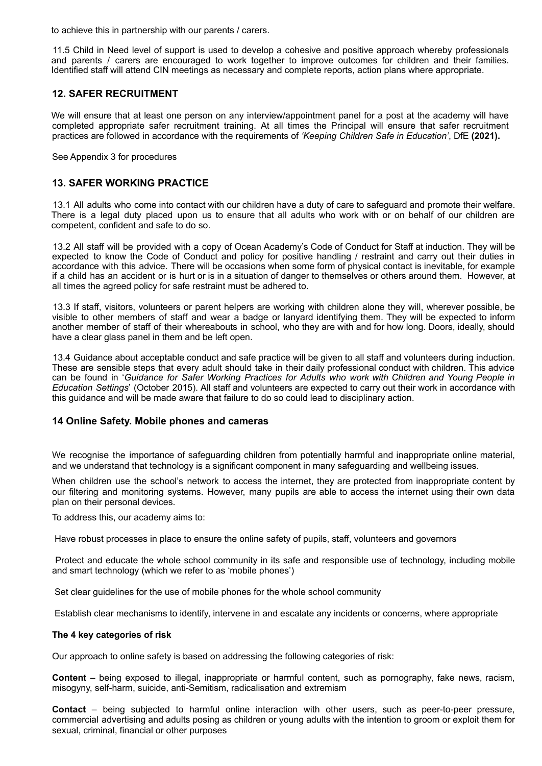to achieve this in partnership with our parents / carers.

11.5 Child in Need level of support is used to develop a cohesive and positive approach whereby professionals and parents / carers are encouraged to work together to improve outcomes for children and their families. Identified staff will attend CIN meetings as necessary and complete reports, action plans where appropriate.

## 12. SAFER RECRUITMENT

We will ensure that at least one person on any interview/appointment panel for a post at the academy will have completed appropriate safer recruitment training. At all times the Principal will ensure that safer recruitment practices are followed in accordance with the requirements of *'Keeping Children Safe in Education'*, DfE **(2021).**

See Appendix 3 for procedures

## 13. SAFER WORKING PRACTICE

13.1 All adults who come into contact with our children have a duty of care to safeguard and promote their welfare. There is a legal duty placed upon us to ensure that all adults who work with or on behalf of our children are competent, confident and safe to do so.

13.2 All staff will be provided with a copy of Ocean Academy's Code of Conduct for Staff at induction. They will be expected to know the Code of Conduct and policy for positive handling / restraint and carry out their duties in accordance with this advice. There will be occasions when some form of physical contact is inevitable, for example if a child has an accident or is hurt or is in a situation of danger to themselves or others around them. However, at all times the agreed policy for safe restraint must be adhered to.

13.3 If staff, visitors, volunteers or parent helpers are working with children alone they will, wherever possible, be visible to other members of staff and wear a badge or lanyard identifying them. They will be expected to inform another member of staff of their whereabouts in school, who they are with and for how long. Doors, ideally, should have a clear glass panel in them and be left open.

13.4 Guidance about acceptable conduct and safe practice will be given to all staff and volunteers during induction. These are sensible steps that every adult should take in their daily professional conduct with children. This advice can be found in '*Guidance for Safer Working Practices for Adults who work with Children and Young People in Education Settings*' (October 2015). All staff and volunteers are expected to carry out their work in accordance with this guidance and will be made aware that failure to do so could lead to disciplinary action.

## 14 Online Safety. Mobile phones and cameras

We recognise the importance of safeguarding children from potentially harmful and inappropriate online material, and we understand that technology is a significant component in many safeguarding and wellbeing issues.

When children use the school's network to access the internet, they are protected from inappropriate content by our filtering and monitoring systems. However, many pupils are able to access the internet using their own data plan on their personal devices.

To address this, our academy aims to:

Have robust processes in place to ensure the online safety of pupils, staff, volunteers and governors

Protect and educate the whole school community in its safe and responsible use of technology, including mobile and smart technology (which we refer to as 'mobile phones')

Set clear guidelines for the use of mobile phones for the whole school community

Establish clear mechanisms to identify, intervene in and escalate any incidents or concerns, where appropriate

**The 4 key categories of risk**

Our approach to online safety is based on addressing the following categories of risk:

**Content** – being exposed to illegal, inappropriate or harmful content, such as pornography, fake news, racism, misogyny, self-harm, suicide, anti-Semitism, radicalisation and extremism

**Contact** – being subjected to harmful online interaction with other users, such as peer-to-peer pressure, commercial advertising and adults posing as children or young adults with the intention to groom or exploit them for sexual, criminal, financial or other purposes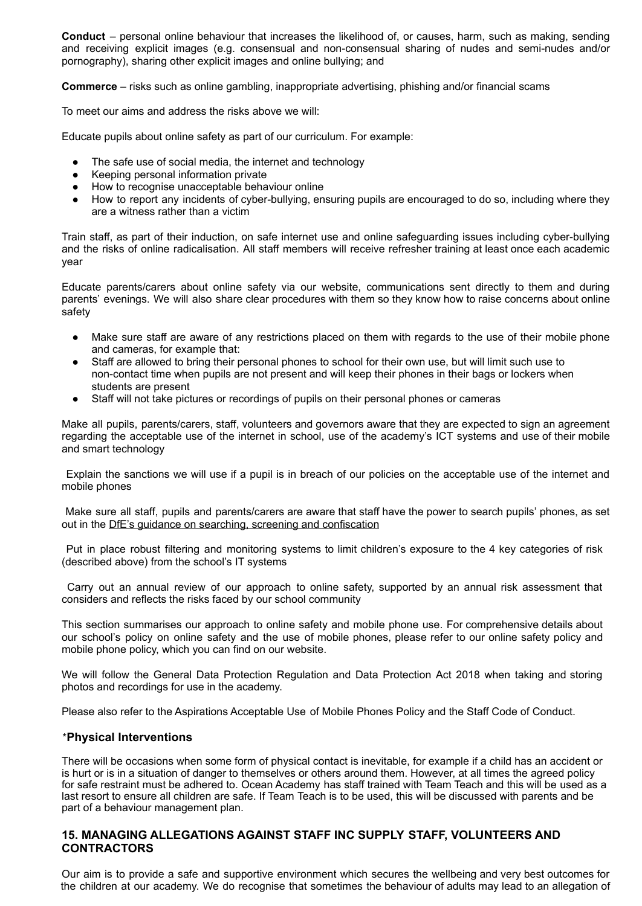**Conduct** – personal online behaviour that increases the likelihood of, or causes, harm, such as making, sending and receiving explicit images (e.g. consensual and non-consensual sharing of nudes and semi-nudes and/or pornography), sharing other explicit images and online bullying; and

**Commerce** – risks such as online gambling, inappropriate advertising, phishing and/or financial scams

To meet our aims and address the risks above we will:

Educate pupils about online safety as part of our curriculum. For example:

- The safe use of social media, the internet and technology
- Keeping personal information private
- How to recognise unacceptable behaviour online
- How to report any incidents of cyber-bullying, ensuring pupils are encouraged to do so, including where they are a witness rather than a victim

Train staff, as part of their induction, on safe internet use and online safeguarding issues including cyber-bullying and the risks of online radicalisation. All staff members will receive refresher training at least once each academic year

Educate parents/carers about online safety via our website, communications sent directly to them and during parents' evenings. We will also share clear procedures with them so they know how to raise concerns about online safety

- Make sure staff are aware of any restrictions placed on them with regards to the use of their mobile phone and cameras, for example that:
- Staff are allowed to bring their personal phones to school for their own use, but will limit such use to non-contact time when pupils are not present and will keep their phones in their bags or lockers when students are present
- Staff will not take pictures or recordings of pupils on their personal phones or cameras

Make all pupils, parents/carers, staff, volunteers and governors aware that they are expected to sign an agreement regarding the acceptable use of the internet in school, use of the academy's ICT systems and use of their mobile and smart technology

Explain the sanctions we will use if a pupil is in breach of our policies on the acceptable use of the internet and mobile phones

Make sure all staff, pupils and parents/carers are aware that staff have the power to search pupils' phones, as set out in the DfE's guidance on searching, screening and confiscation

Put in place robust filtering and monitoring systems to limit children's exposure to the 4 key categories of risk (described above) from the school's IT systems

Carry out an annual review of our approach to online safety, supported by an annual risk assessment that considers and reflects the risks faced by our school community

This section summarises our approach to online safety and mobile phone use. For comprehensive details about our school's policy on online safety and the use of mobile phones, please refer to our online safety policy and mobile phone policy, which you can find on our website.

We will follow the General Data Protection Regulation and Data Protection Act 2018 when taking and storing photos and recordings for use in the academy.

Please also refer to the Aspirations Acceptable Use of Mobile Phones Policy and the Staff Code of Conduct.

### *Physical Interventions

There will be occasions when some form of physical contact is inevitable, for example if a child has an accident or is hurt or is in a situation of danger to themselves or others around them. However, at all times the agreed policy for safe restraint must be adhered to. Ocean Academy has staff trained with Team Teach and this will be used as a last resort to ensure all children are safe. If Team Teach is to be used, this will be discussed with parents and be part of a behaviour management plan.

## 15. MANAGING ALLEGATIONS AGAINST STAFF INC SUPPLY STAFF, VOLUNTEERS AND CONTRACTORS

Our aim is to provide a safe and supportive environment which secures the wellbeing and very best outcomes for the children at our academy. We do recognise that sometimes the behaviour of adults may lead to an allegation of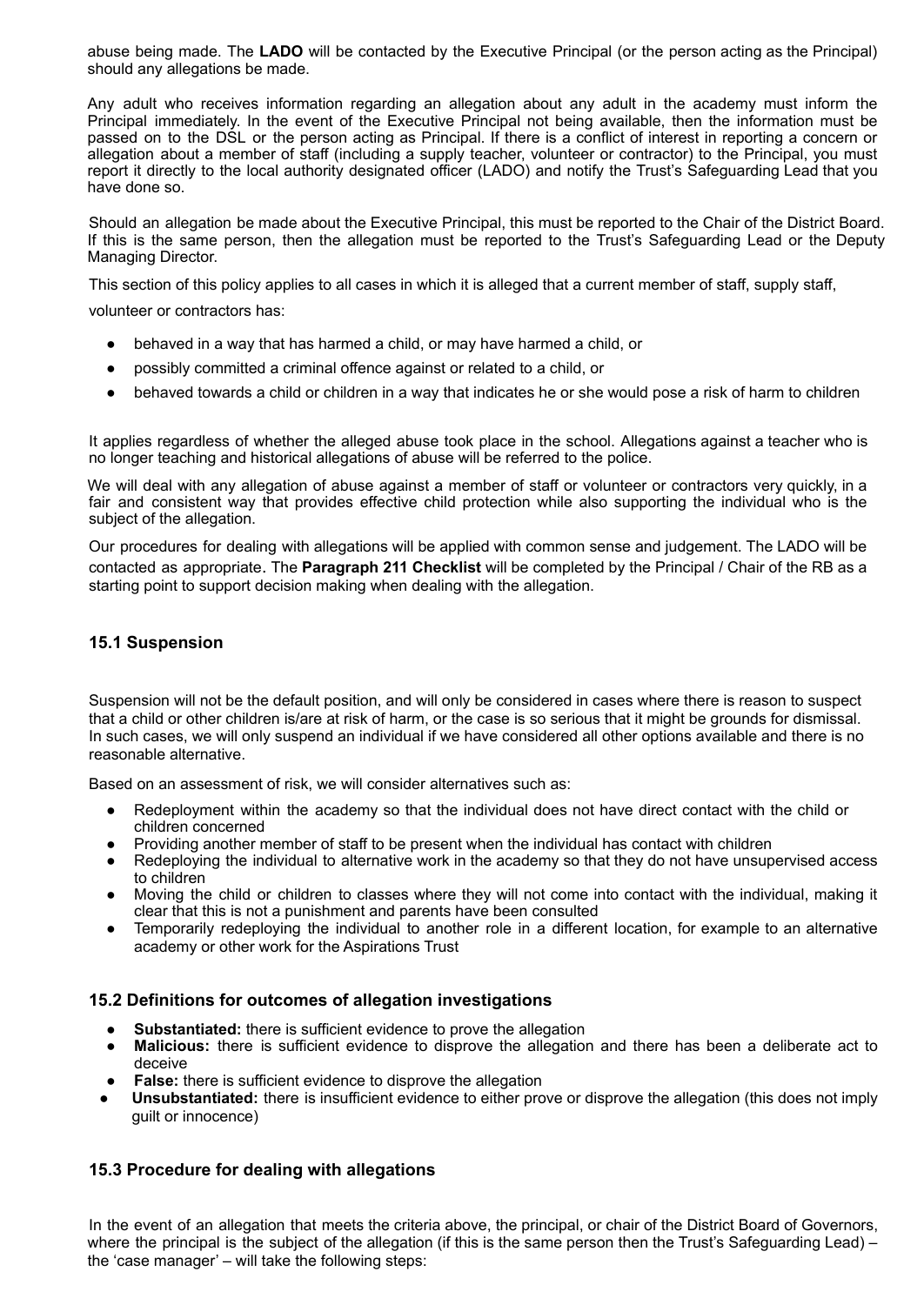abuse being made. The **LADO** will be contacted by the Executive Principal (or the person acting as the Principal) should any allegations be made.

Any adult who receives information regarding an allegation about any adult in the academy must inform the Principal immediately. In the event of the Executive Principal not being available, then the information must be passed on to the DSL or the person acting as Principal. If there is a conflict of interest in reporting a concern or allegation about a member of staff (including a supply teacher, volunteer or contractor) to the Principal, you must report it directly to the local authority designated officer (LADO) and notify the Trust's Safeguarding Lead that you have done so.

Should an allegation be made about the Executive Principal, this must be reported to the Chair of the District Board. If this is the same person, then the allegation must be reported to the Trust's Safeguarding Lead or the Deputy Managing Director.

This section of this policy applies to all cases in which it is alleged that a current member of staff, supply staff, volunteer or contractors has:

- behaved in a way that has harmed a child, or may have harmed a child, or
- possibly committed a criminal offence against or related to a child, or
- behaved towards a child or children in a way that indicates he or she would pose a risk of harm to children

It applies regardless of whether the alleged abuse took place in the school. Allegations against a teacher who is no longer teaching and historical allegations of abuse will be referred to the police.

We will deal with any allegation of abuse against a member of staff or volunteer or contractors very quickly, in a fair and consistent way that provides effective child protection while also supporting the individual who is the subject of the allegation.

Our procedures for dealing with allegations will be applied with common sense and judgement. The LADO will be contacted as appropriate. The **Paragraph 211 Checklist** will be completed by the Principal / Chair of the RB as a starting point to support decision making when dealing with the allegation.

### 15.1 Suspension

Suspension will not be the default position, and will only be considered in cases where there is reason to suspect that a child or other children is/are at risk of harm, or the case is so serious that it might be grounds for dismissal. In such cases, we will only suspend an individual if we have considered all other options available and there is no reasonable alternative.

Based on an assessment of risk, we will consider alternatives such as:

- Redeployment within the academy so that the individual does not have direct contact with the child or children concerned
- Providing another member of staff to be present when the individual has contact with children
- Redeploying the individual to alternative work in the academy so that they do not have unsupervised access to children
- Moving the child or children to classes where they will not come into contact with the individual, making it clear that this is not a punishment and parents have been consulted
- Temporarily redeploying the individual to another role in a different location, for example to an alternative academy or other work for the Aspirations Trust

### 15.2 Definitions for outcomes of allegation investigations

- **Substantiated:** there is sufficient evidence to prove the allegation
- **Malicious:** there is sufficient evidence to disprove the allegation and there has been a deliberate act to deceive
- **False:** there is sufficient evidence to disprove the allegation
- **Unsubstantiated:** there is insufficient evidence to either prove or disprove the allegation (this does not imply guilt or innocence)

### 15.3 Procedure for dealing with allegations

In the event of an allegation that meets the criteria above, the principal, or chair of the District Board of Governors, where the principal is the subject of the allegation (if this is the same person then the Trust's Safeguarding Lead) – the 'case manager' – will take the following steps: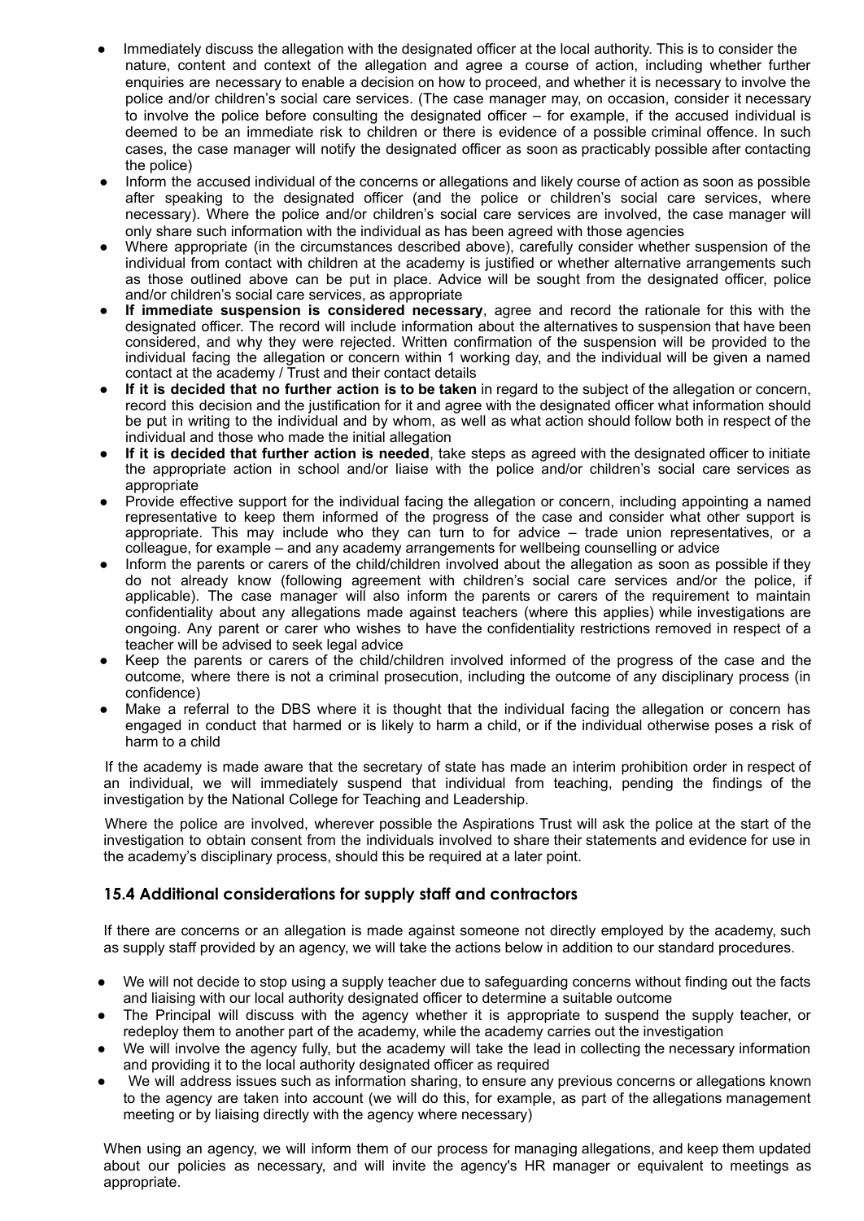- Immediately discuss the allegation with the designated officer at the local authority. This is to consider the nature, content and context of the allegation and agree a course of action, including whether further enquiries are necessary to enable a decision on how to proceed, and whether it is necessary to involve the police and/or children's social care services. (The case manager may, on occasion, consider it necessary to involve the police before consulting the designated officer – for example, if the accused individual is deemed to be an immediate risk to children or there is evidence of a possible criminal offence. In such cases, the case manager will notify the designated officer as soon as practicably possible after contacting the police)
- Inform the accused individual of the concerns or allegations and likely course of action as soon as possible after speaking to the designated officer (and the police or children's social care services, where necessary). Where the police and/or children's social care services are involved, the case manager will only share such information with the individual as has been agreed with those agencies
- Where appropriate (in the circumstances described above), carefully consider whether suspension of the individual from contact with children at the academy is justified or whether alternative arrangements such as those outlined above can be put in place. Advice will be sought from the designated officer, police and/or children's social care services, as appropriate
- **If immediate suspension is considered necessary**, agree and record the rationale for this with the designated officer. The record will include information about the alternatives to suspension that have been considered, and why they were rejected. Written confirmation of the suspension will be provided to the individual facing the allegation or concern within 1 working day, and the individual will be given a named contact at the academy / Trust and their contact details
- **If it is decided that no further action is to be taken** in regard to the subject of the allegation or concern, record this decision and the justification for it and agree with the designated officer what information should be put in writing to the individual and by whom, as well as what action should follow both in respect of the individual and those who made the initial allegation
- **If it is decided that further action is needed**, take steps as agreed with the designated officer to initiate the appropriate action in school and/or liaise with the police and/or children's social care services as appropriate
- Provide effective support for the individual facing the allegation or concern, including appointing a named representative to keep them informed of the progress of the case and consider what other support is appropriate. This may include who they can turn to for advice – trade union representatives, or a colleague, for example – and any academy arrangements for wellbeing counselling or advice
- Inform the parents or carers of the child/children involved about the allegation as soon as possible if they do not already know (following agreement with children's social care services and/or the police, if applicable). The case manager will also inform the parents or carers of the requirement to maintain confidentiality about any allegations made against teachers (where this applies) while investigations are ongoing. Any parent or carer who wishes to have the confidentiality restrictions removed in respect of a teacher will be advised to seek legal advice
- Keep the parents or carers of the child/children involved informed of the progress of the case and the outcome, where there is not a criminal prosecution, including the outcome of any disciplinary process (in confidence)
- Make a referral to the DBS where it is thought that the individual facing the allegation or concern has engaged in conduct that harmed or is likely to harm a child, or if the individual otherwise poses a risk of harm to a child

If the academy is made aware that the secretary of state has made an interim prohibition order in respect of an individual, we will immediately suspend that individual from teaching, pending the findings of the investigation by the National College for Teaching and Leadership.

Where the police are involved, wherever possible the Aspirations Trust will ask the police at the start of the investigation to obtain consent from the individuals involved to share their statements and evidence for use in the academy's disciplinary process, should this be required at a later point.

### 15.4 Additional considerations for supply staff and contractors

If there are concerns or an allegation is made against someone not directly employed by the academy, such as supply staff provided by an agency, we will take the actions below in addition to our standard procedures.

- We will not decide to stop using a supply teacher due to safeguarding concerns without finding out the facts and liaising with our local authority designated officer to determine a suitable outcome
- The Principal will discuss with the agency whether it is appropriate to suspend the supply teacher, or redeploy them to another part of the academy, while the academy carries out the investigation
- We will involve the agency fully, but the academy will take the lead in collecting the necessary information and providing it to the local authority designated officer as required
- We will address issues such as information sharing, to ensure any previous concerns or allegations known to the agency are taken into account (we will do this, for example, as part of the allegations management meeting or by liaising directly with the agency where necessary)

When using an agency, we will inform them of our process for managing allegations, and keep them updated about our policies as necessary, and will invite the agency's HR manager or equivalent to meetings as appropriate.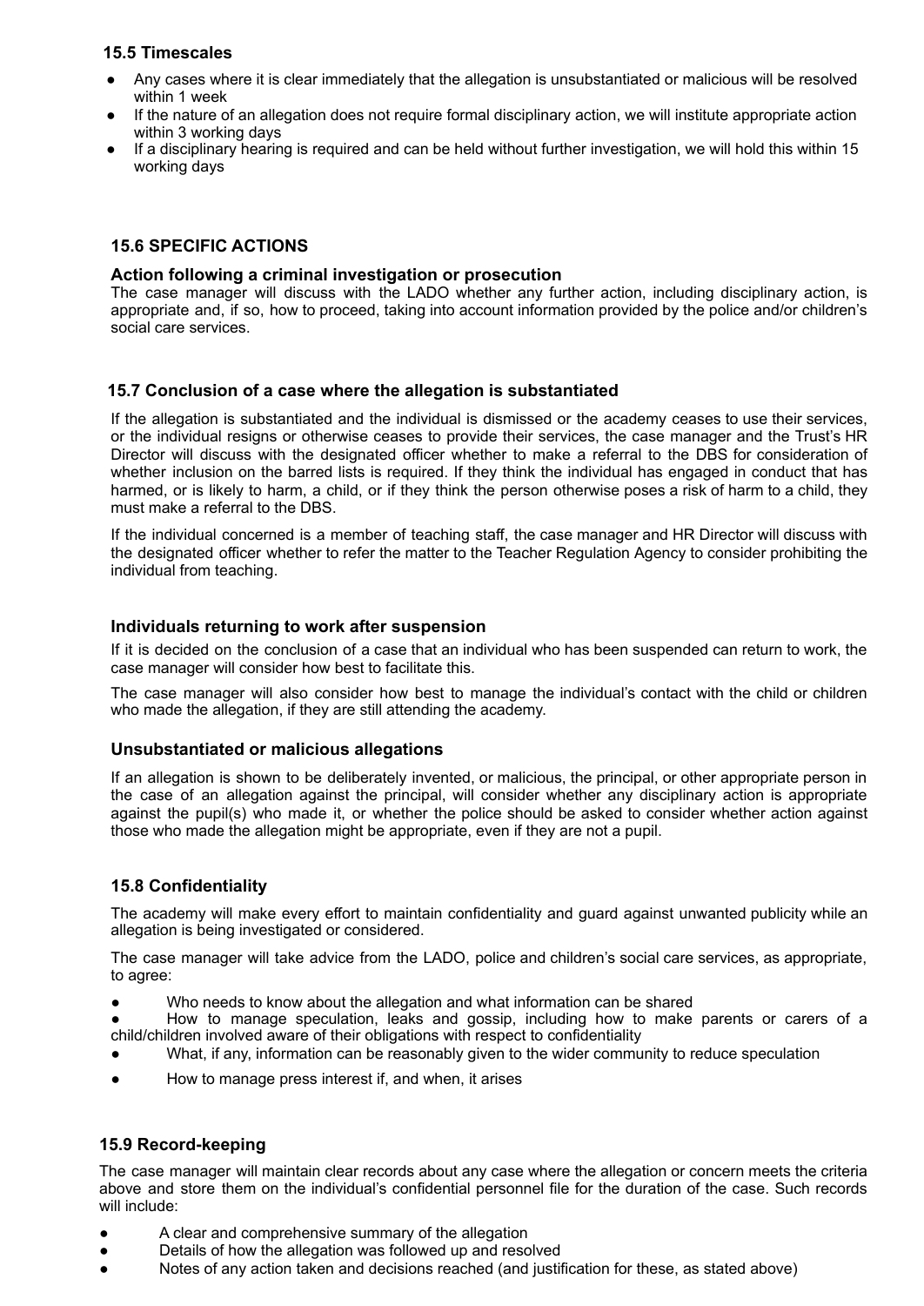### 15.5 Timescales

- Any cases where it is clear immediately that the allegation is unsubstantiated or malicious will be resolved within 1 week
- If the nature of an allegation does not require formal disciplinary action, we will institute appropriate action within 3 working days
- If a disciplinary hearing is required and can be held without further investigation, we will hold this within 15 working days

### 15.6 SPECIFIC ACTIONS

#### Action following a criminal investigation or prosecution

The case manager will discuss with the LADO whether any further action, including disciplinary action, is appropriate and, if so, how to proceed, taking into account information provided by the police and/or children's social care services.

### 15.7 Conclusion of a case where the allegation is substantiated

If the allegation is substantiated and the individual is dismissed or the academy ceases to use their services, or the individual resigns or otherwise ceases to provide their services, the case manager and the Trust's HR Director will discuss with the designated officer whether to make a referral to the DBS for consideration of whether inclusion on the barred lists is required. If they think the individual has engaged in conduct that has harmed, or is likely to harm, a child, or if they think the person otherwise poses a risk of harm to a child, they must make a referral to the DBS.

If the individual concerned is a member of teaching staff, the case manager and HR Director will discuss with the designated officer whether to refer the matter to the Teacher Regulation Agency to consider prohibiting the individual from teaching.

#### Individuals returning to work after suspension

If it is decided on the conclusion of a case that an individual who has been suspended can return to work, the case manager will consider how best to facilitate this.

The case manager will also consider how best to manage the individual's contact with the child or children who made the allegation, if they are still attending the academy.

#### Unsubstantiated or malicious allegations

If an allegation is shown to be deliberately invented, or malicious, the principal, or other appropriate person in the case of an allegation against the principal, will consider whether any disciplinary action is appropriate against the pupil(s) who made it, or whether the police should be asked to consider whether action against those who made the allegation might be appropriate, even if they are not a pupil.

### 15.8 Confidentiality

The academy will make every effort to maintain confidentiality and guard against unwanted publicity while an allegation is being investigated or considered.

The case manager will take advice from the LADO, police and children's social care services, as appropriate, to agree:

- Who needs to know about the allegation and what information can be shared
- How to manage speculation, leaks and gossip, including how to make parents or carers of a child/children involved aware of their obligations with respect to confidentiality
- What, if any, information can be reasonably given to the wider community to reduce speculation
- How to manage press interest if, and when, it arises

### 15.9 Record-keeping

The case manager will maintain clear records about any case where the allegation or concern meets the criteria above and store them on the individual's confidential personnel file for the duration of the case. Such records will include:

- A clear and comprehensive summary of the allegation
- Details of how the allegation was followed up and resolved
- Notes of any action taken and decisions reached (and justification for these, as stated above)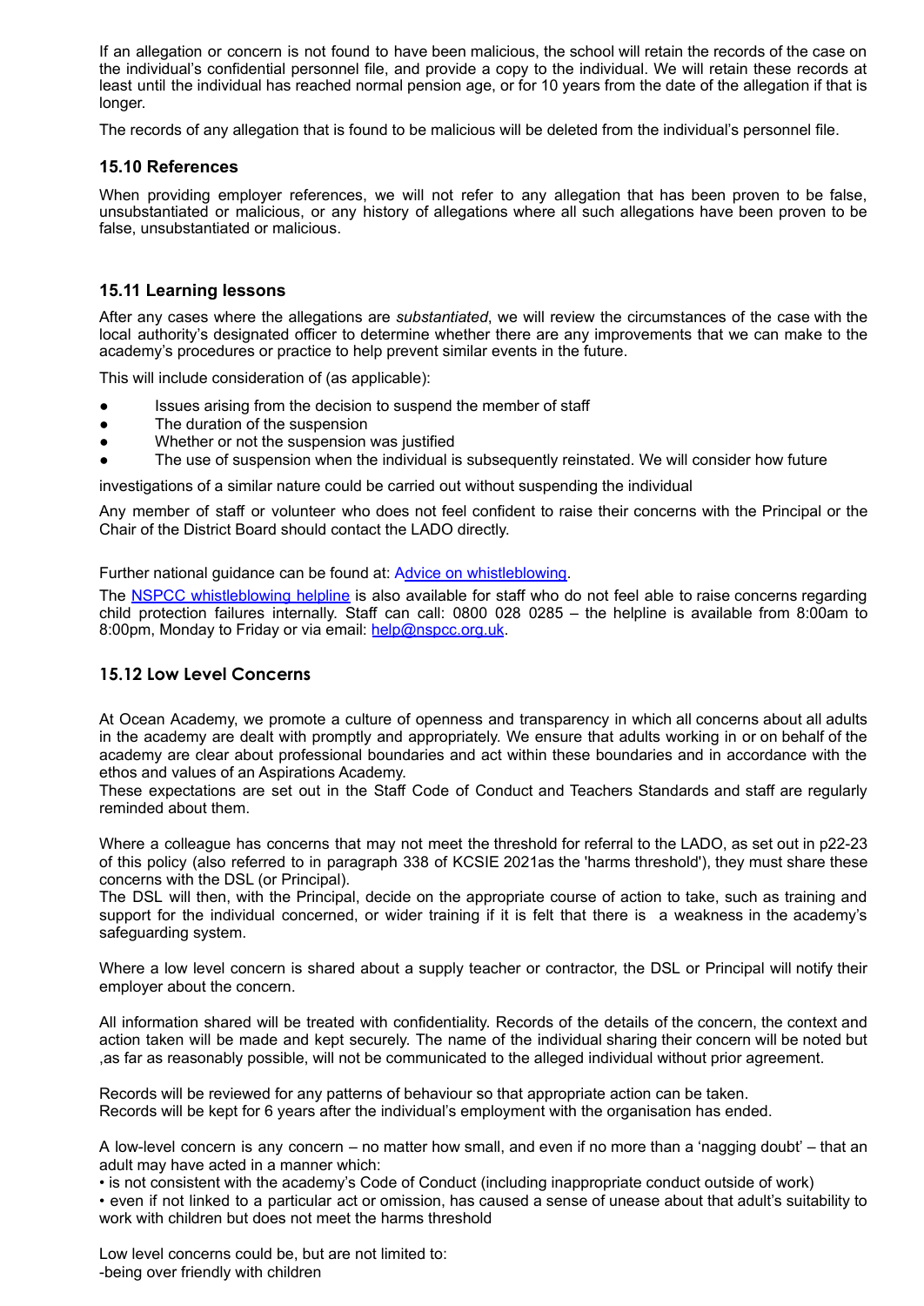If an allegation or concern is not found to have been malicious, the school will retain the records of the case on the individual's confidential personnel file, and provide a copy to the individual. We will retain these records at least until the individual has reached normal pension age, or for 10 years from the date of the allegation if that is longer.

The records of any allegation that is found to be malicious will be deleted from the individual's personnel file.

### 15.10 References

When providing employer references, we will not refer to any allegation that has been proven to be false, unsubstantiated or malicious, or any history of allegations where all such allegations have been proven to be false, unsubstantiated or malicious.

### 15.11 Learning lessons

After any cases where the allegations are *substantiated*, we will review the circumstances of the case with the local authority's designated officer to determine whether there are any improvements that we can make to the academy's procedures or practice to help prevent similar events in the future.

This will include consideration of (as applicable):

- Issues arising from the decision to suspend the member of staff
- The duration of the suspension
- Whether or not the suspension was justified
- The use of suspension when the individual is subsequently reinstated. We will consider how future

investigations of a similar nature could be carried out without suspending the individual

Any member of staff or volunteer who does not feel confident to raise their concerns with the Principal or the Chair of the District Board should contact the LADO directly.

Further national guidance can be found at: Advice on whistleblowing.

The NSPCC whistleblowing helpline is also available for staff who do not feel able to raise concerns regarding child protection failures internally. Staff can call: 0800 028 0285 – the helpline is available from 8:00am to 8:00pm, Monday to Friday or via email: help@nspcc.org.uk.

### 15.12 Low Level Concerns

At Ocean Academy, we promote a culture of openness and transparency in which all concerns about all adults in the academy are dealt with promptly and appropriately. We ensure that adults working in or on behalf of the academy are clear about professional boundaries and act within these boundaries and in accordance with the ethos and values of an Aspirations Academy.
These expectations are set out in the Staff Code of Conduct and Teachers Standards and staff are regularly reminded about them.

Where a colleague has concerns that may not meet the threshold for referral to the LADO, as set out in p22-23 of this policy (also referred to in paragraph 338 of KCSIE 2021as the 'harms threshold'), they must share these concerns with the DSL (or Principal).
The DSL will then, with the Principal, decide on the appropriate course of action to take, such as training and support for the individual concerned, or wider training if it is felt that there is a weakness in the academy's safeguarding system.

Where a low level concern is shared about a supply teacher or contractor, the DSL or Principal will notify their employer about the concern.

All information shared will be treated with confidentiality. Records of the details of the concern, the context and action taken will be made and kept securely. The name of the individual sharing their concern will be noted but ,as far as reasonably possible, will not be communicated to the alleged individual without prior agreement.

Records will be reviewed for any patterns of behaviour so that appropriate action can be taken.
Records will be kept for 6 years after the individual's employment with the organisation has ended.

A low-level concern is any concern – no matter how small, and even if no more than a 'nagging doubt' – that an adult may have acted in a manner which:
• is not consistent with the academy's Code of Conduct (including inappropriate conduct outside of work)
• even if not linked to a particular act or omission, has caused a sense of unease about that adult's suitability to work with children but does not meet the harms threshold

Low level concerns could be, but are not limited to:
-being over friendly with children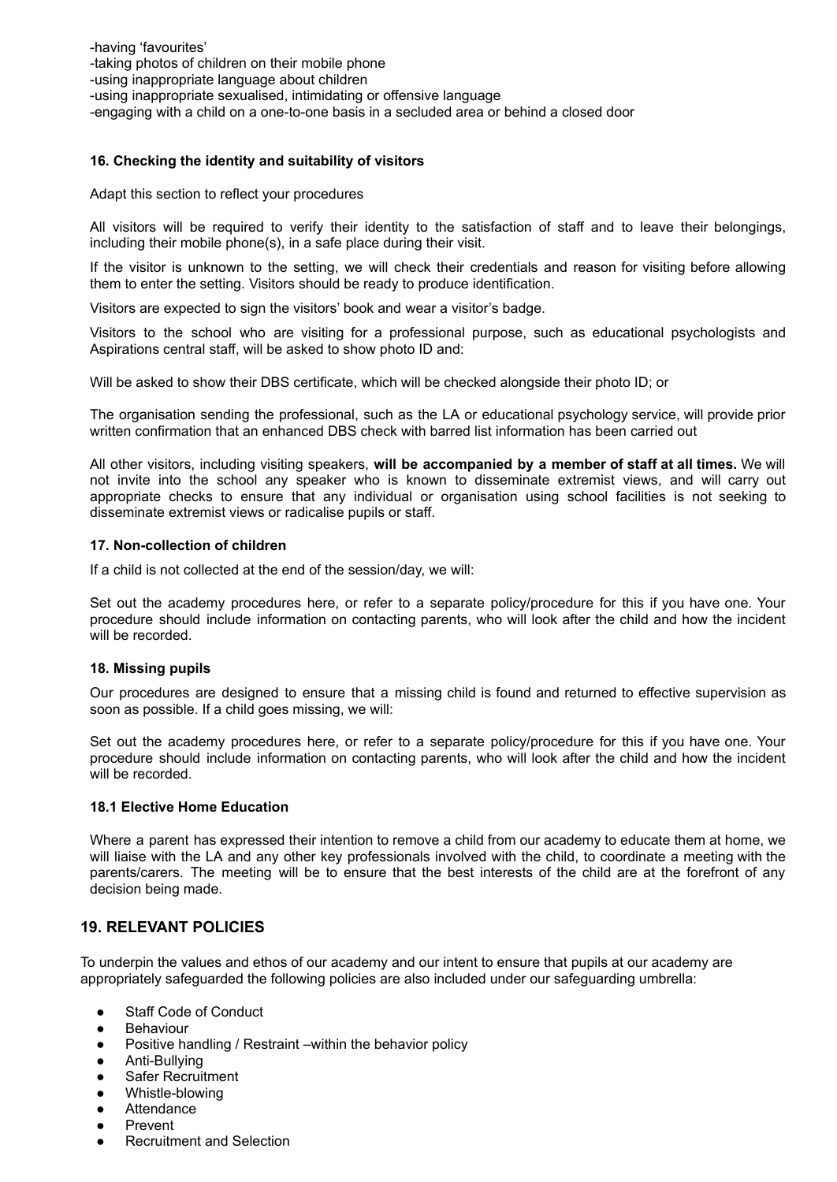-having 'favourites'
-taking photos of children on their mobile phone
-using inappropriate language about children
-using inappropriate sexualised, intimidating or offensive language
-engaging with a child on a one-to-one basis in a secluded area or behind a closed door

**16. Checking the identity and suitability of visitors**

Adapt this section to reflect your procedures

All visitors will be required to verify their identity to the satisfaction of staff and to leave their belongings, including their mobile phone(s), in a safe place during their visit.

If the visitor is unknown to the setting, we will check their credentials and reason for visiting before allowing them to enter the setting. Visitors should be ready to produce identification.

Visitors are expected to sign the visitors' book and wear a visitor's badge.

Visitors to the school who are visiting for a professional purpose, such as educational psychologists and Aspirations central staff, will be asked to show photo ID and:

Will be asked to show their DBS certificate, which will be checked alongside their photo ID; or

The organisation sending the professional, such as the LA or educational psychology service, will provide prior written confirmation that an enhanced DBS check with barred list information has been carried out

All other visitors, including visiting speakers, **will be accompanied by a member of staff at all times.** We will not invite into the school any speaker who is known to disseminate extremist views, and will carry out appropriate checks to ensure that any individual or organisation using school facilities is not seeking to disseminate extremist views or radicalise pupils or staff.

**17. Non-collection of children**

If a child is not collected at the end of the session/day, we will:

Set out the academy procedures here, or refer to a separate policy/procedure for this if you have one. Your procedure should include information on contacting parents, who will look after the child and how the incident will be recorded.

**18. Missing pupils**

Our procedures are designed to ensure that a missing child is found and returned to effective supervision as soon as possible. If a child goes missing, we will:

Set out the academy procedures here, or refer to a separate policy/procedure for this if you have one. Your procedure should include information on contacting parents, who will look after the child and how the incident will be recorded.

**18.1 Elective Home Education**

Where a parent has expressed their intention to remove a child from our academy to educate them at home, we will liaise with the LA and any other key professionals involved with the child, to coordinate a meeting with the parents/carers. The meeting will be to ensure that the best interests of the child are at the forefront of any decision being made.

## 19. RELEVANT POLICIES

To underpin the values and ethos of our academy and our intent to ensure that pupils at our academy are appropriately safeguarded the following policies are also included under our safeguarding umbrella:

- Staff Code of Conduct
- Behaviour
- Positive handling / Restraint –within the behavior policy
- Anti-Bullying
- Safer Recruitment
- Whistle-blowing
- Attendance
- Prevent
- Recruitment and Selection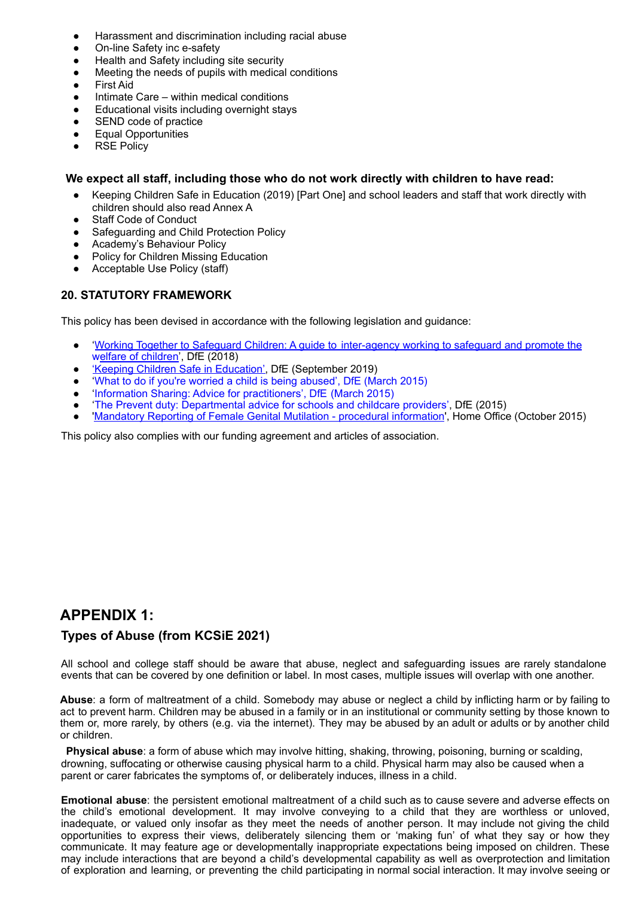- Harassment and discrimination including racial abuse
- On-line Safety inc e-safety
- Health and Safety including site security
- Meeting the needs of pupils with medical conditions
- First Aid
- Intimate Care – within medical conditions
- Educational visits including overnight stays
- SEND code of practice
- Equal Opportunities
- RSE Policy

**We expect all staff, including those who do not work directly with children to have read:**

- Keeping Children Safe in Education (2019) [Part One] and school leaders and staff that work directly with children should also read Annex A
- Staff Code of Conduct
- Safeguarding and Child Protection Policy
- Academy's Behaviour Policy
- Policy for Children Missing Education
- Acceptable Use Policy (staff)

### 20. STATUTORY FRAMEWORK

This policy has been devised in accordance with the following legislation and guidance:

- 'Working Together to Safeguard Children: A guide to inter-agency working to safeguard and promote the welfare of children', DfE (2018)
- 'Keeping Children Safe in Education', DfE (September 2019)
- 'What to do if you're worried a child is being abused', DfE (March 2015)
- 'Information Sharing: Advice for practitioners', DfE (March 2015)
- 'The Prevent duty: Departmental advice for schools and childcare providers', DfE (2015)
- 'Mandatory Reporting of Female Genital Mutilation - procedural information', Home Office (October 2015)

This policy also complies with our funding agreement and articles of association.

## APPENDIX 1:

### Types of Abuse (from KCSiE 2021)

All school and college staff should be aware that abuse, neglect and safeguarding issues are rarely standalone events that can be covered by one definition or label. In most cases, multiple issues will overlap with one another.

**Abuse**: a form of maltreatment of a child. Somebody may abuse or neglect a child by inflicting harm or by failing to act to prevent harm. Children may be abused in a family or in an institutional or community setting by those known to them or, more rarely, by others (e.g. via the internet). They may be abused by an adult or adults or by another child or children.

**Physical abuse**: a form of abuse which may involve hitting, shaking, throwing, poisoning, burning or scalding, drowning, suffocating or otherwise causing physical harm to a child. Physical harm may also be caused when a parent or carer fabricates the symptoms of, or deliberately induces, illness in a child.

**Emotional abuse**: the persistent emotional maltreatment of a child such as to cause severe and adverse effects on the child's emotional development. It may involve conveying to a child that they are worthless or unloved, inadequate, or valued only insofar as they meet the needs of another person. It may include not giving the child opportunities to express their views, deliberately silencing them or 'making fun' of what they say or how they communicate. It may feature age or developmentally inappropriate expectations being imposed on children. These may include interactions that are beyond a child's developmental capability as well as overprotection and limitation of exploration and learning, or preventing the child participating in normal social interaction. It may involve seeing or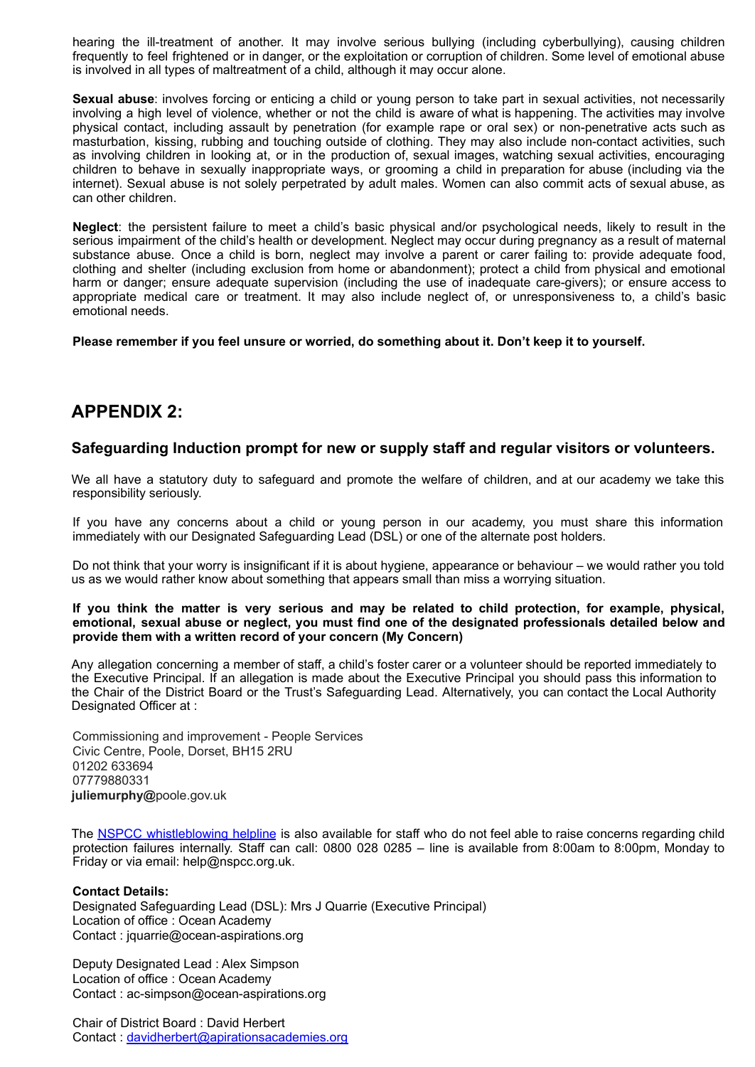hearing the ill-treatment of another. It may involve serious bullying (including cyberbullying), causing children frequently to feel frightened or in danger, or the exploitation or corruption of children. Some level of emotional abuse is involved in all types of maltreatment of a child, although it may occur alone.

**Sexual abuse**: involves forcing or enticing a child or young person to take part in sexual activities, not necessarily involving a high level of violence, whether or not the child is aware of what is happening. The activities may involve physical contact, including assault by penetration (for example rape or oral sex) or non-penetrative acts such as masturbation, kissing, rubbing and touching outside of clothing. They may also include non-contact activities, such as involving children in looking at, or in the production of, sexual images, watching sexual activities, encouraging children to behave in sexually inappropriate ways, or grooming a child in preparation for abuse (including via the internet). Sexual abuse is not solely perpetrated by adult males. Women can also commit acts of sexual abuse, as can other children.

**Neglect**: the persistent failure to meet a child's basic physical and/or psychological needs, likely to result in the serious impairment of the child's health or development. Neglect may occur during pregnancy as a result of maternal substance abuse. Once a child is born, neglect may involve a parent or carer failing to: provide adequate food, clothing and shelter (including exclusion from home or abandonment); protect a child from physical and emotional harm or danger; ensure adequate supervision (including the use of inadequate care-givers); or ensure access to appropriate medical care or treatment. It may also include neglect of, or unresponsiveness to, a child's basic emotional needs.

**Please remember if you feel unsure or worried, do something about it. Don't keep it to yourself.**

## APPENDIX 2:

### Safeguarding Induction prompt for new or supply staff and regular visitors or volunteers.

We all have a statutory duty to safeguard and promote the welfare of children, and at our academy we take this responsibility seriously.

If you have any concerns about a child or young person in our academy, you must share this information immediately with our Designated Safeguarding Lead (DSL) or one of the alternate post holders.

Do not think that your worry is insignificant if it is about hygiene, appearance or behaviour – we would rather you told us as we would rather know about something that appears small than miss a worrying situation.

**If you think the matter is very serious and may be related to child protection, for example, physical, emotional, sexual abuse or neglect, you must find one of the designated professionals detailed below and provide them with a written record of your concern (My Concern)**

Any allegation concerning a member of staff, a child's foster carer or a volunteer should be reported immediately to the Executive Principal. If an allegation is made about the Executive Principal you should pass this information to the Chair of the District Board or the Trust's Safeguarding Lead. Alternatively, you can contact the Local Authority Designated Officer at :

Commissioning and improvement - People Services
Civic Centre, Poole, Dorset, BH15 2RU
01202 633694
07779880331
**juliemurphy@**poole.gov.uk

The [NSPCC whistleblowing helpline](#) is also available for staff who do not feel able to raise concerns regarding child protection failures internally. Staff can call: 0800 028 0285 – line is available from 8:00am to 8:00pm, Monday to Friday or via email: help@nspcc.org.uk.

**Contact Details:**
Designated Safeguarding Lead (DSL): Mrs J Quarrie (Executive Principal)
Location of office : Ocean Academy
Contact : jquarrie@ocean-aspirations.org

Deputy Designated Lead : Alex Simpson
Location of office : Ocean Academy
Contact : ac-simpson@ocean-aspirations.org

Chair of District Board : David Herbert
Contact : [davidherbert@apirationsacademies.org](mailto:davidherbert@apirationsacademies.org)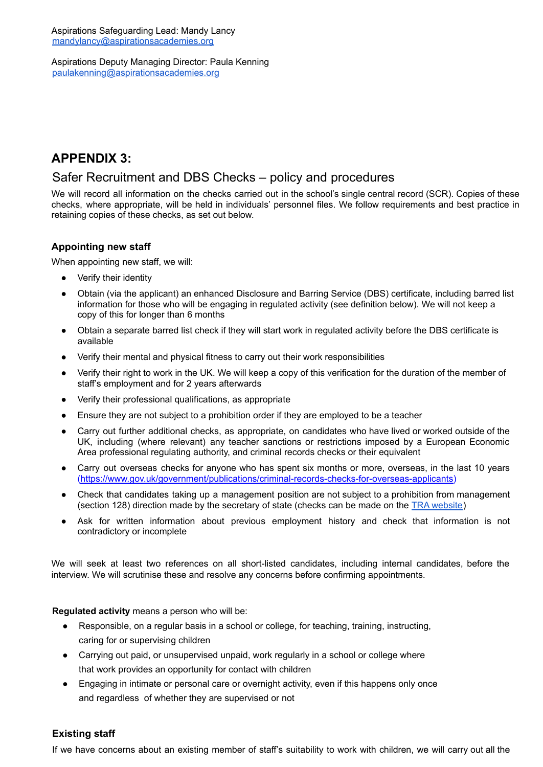Aspirations Safeguarding Lead: Mandy Lancy
mandylancy@aspirationsacademies.org

Aspirations Deputy Managing Director: Paula Kenning
paulakenning@aspirationsacademies.org

## APPENDIX 3:

### Safer Recruitment and DBS Checks – policy and procedures

We will record all information on the checks carried out in the school's single central record (SCR). Copies of these checks, where appropriate, will be held in individuals' personnel files. We follow requirements and best practice in retaining copies of these checks, as set out below.

#### Appointing new staff

When appointing new staff, we will:

- Verify their identity
- Obtain (via the applicant) an enhanced Disclosure and Barring Service (DBS) certificate, including barred list information for those who will be engaging in regulated activity (see definition below). We will not keep a copy of this for longer than 6 months
- Obtain a separate barred list check if they will start work in regulated activity before the DBS certificate is available
- Verify their mental and physical fitness to carry out their work responsibilities
- Verify their right to work in the UK. We will keep a copy of this verification for the duration of the member of staff's employment and for 2 years afterwards
- Verify their professional qualifications, as appropriate
- Ensure they are not subject to a prohibition order if they are employed to be a teacher
- Carry out further additional checks, as appropriate, on candidates who have lived or worked outside of the UK, including (where relevant) any teacher sanctions or restrictions imposed by a European Economic Area professional regulating authority, and criminal records checks or their equivalent
- Carry out overseas checks for anyone who has spent six months or more, overseas, in the last 10 years (https://www.gov.uk/government/publications/criminal-records-checks-for-overseas-applicants)
- Check that candidates taking up a management position are not subject to a prohibition from management (section 128) direction made by the secretary of state (checks can be made on the TRA website)
- Ask for written information about previous employment history and check that information is not contradictory or incomplete

We will seek at least two references on all short-listed candidates, including internal candidates, before the interview. We will scrutinise these and resolve any concerns before confirming appointments.

**Regulated activity** means a person who will be:

- Responsible, on a regular basis in a school or college, for teaching, training, instructing, caring for or supervising children
- Carrying out paid, or unsupervised unpaid, work regularly in a school or college where that work provides an opportunity for contact with children
- Engaging in intimate or personal care or overnight activity, even if this happens only once and regardless of whether they are supervised or not

#### Existing staff

If we have concerns about an existing member of staff's suitability to work with children, we will carry out all the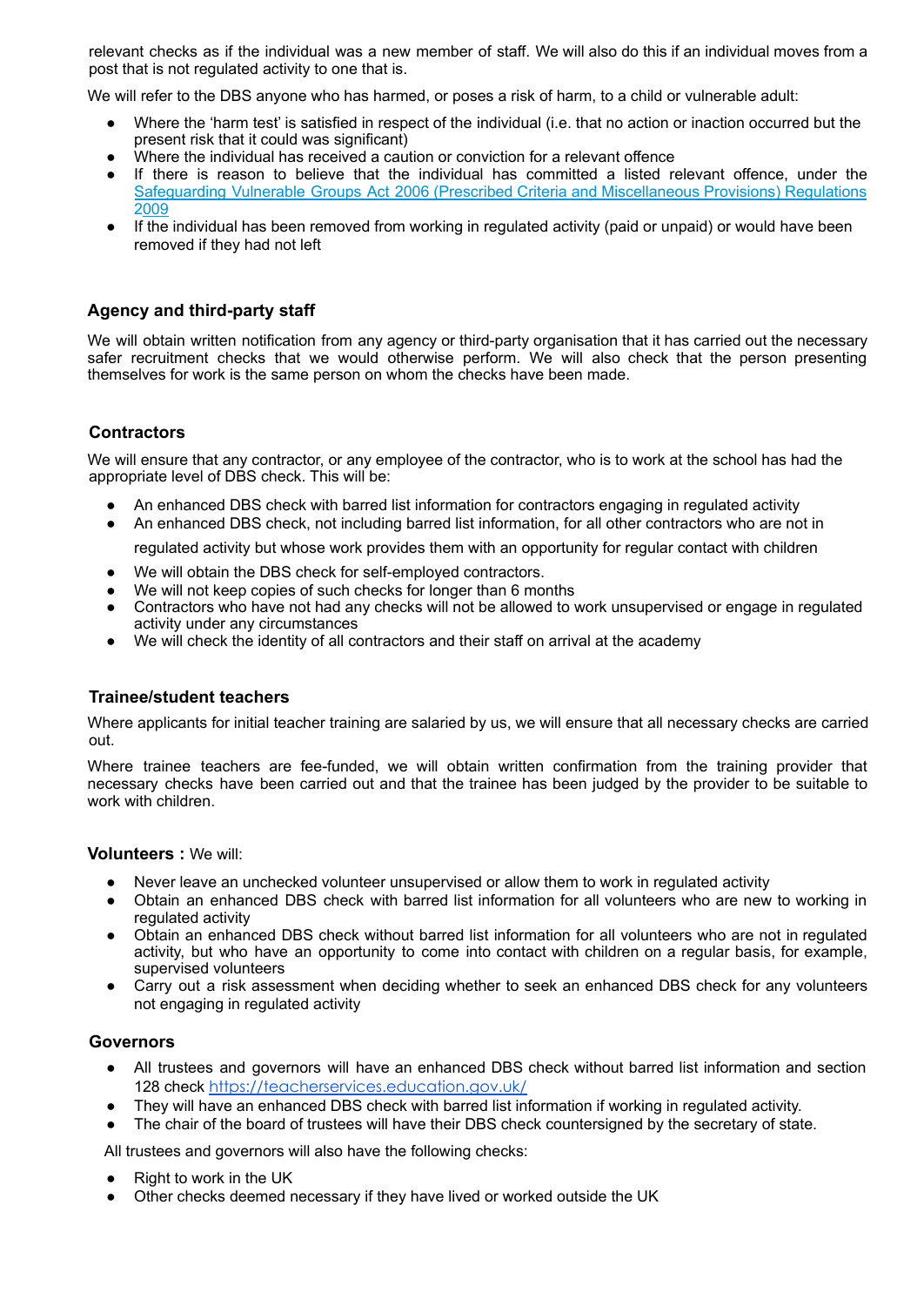relevant checks as if the individual was a new member of staff. We will also do this if an individual moves from a post that is not regulated activity to one that is.

We will refer to the DBS anyone who has harmed, or poses a risk of harm, to a child or vulnerable adult:

- Where the 'harm test' is satisfied in respect of the individual (i.e. that no action or inaction occurred but the present risk that it could was significant)
- Where the individual has received a caution or conviction for a relevant offence
- If there is reason to believe that the individual has committed a listed relevant offence, under the [Safeguarding Vulnerable Groups Act 2006 (Prescribed Criteria and Miscellaneous Provisions) Regulations 2009](https://www.legislation.gov.uk/uksi/2009/37/contents/made)
- If the individual has been removed from working in regulated activity (paid or unpaid) or would have been removed if they had not left

### Agency and third-party staff

We will obtain written notification from any agency or third-party organisation that it has carried out the necessary safer recruitment checks that we would otherwise perform. We will also check that the person presenting themselves for work is the same person on whom the checks have been made.

### Contractors

We will ensure that any contractor, or any employee of the contractor, who is to work at the school has had the appropriate level of DBS check. This will be:

- An enhanced DBS check with barred list information for contractors engaging in regulated activity
- An enhanced DBS check, not including barred list information, for all other contractors who are not in regulated activity but whose work provides them with an opportunity for regular contact with children
- We will obtain the DBS check for self-employed contractors.
- We will not keep copies of such checks for longer than 6 months
- Contractors who have not had any checks will not be allowed to work unsupervised or engage in regulated activity under any circumstances
- We will check the identity of all contractors and their staff on arrival at the academy

### Trainee/student teachers

Where applicants for initial teacher training are salaried by us, we will ensure that all necessary checks are carried out.

Where trainee teachers are fee-funded, we will obtain written confirmation from the training provider that necessary checks have been carried out and that the trainee has been judged by the provider to be suitable to work with children.

**Volunteers :** We will:

- Never leave an unchecked volunteer unsupervised or allow them to work in regulated activity
- Obtain an enhanced DBS check with barred list information for all volunteers who are new to working in regulated activity
- Obtain an enhanced DBS check without barred list information for all volunteers who are not in regulated activity, but who have an opportunity to come into contact with children on a regular basis, for example, supervised volunteers
- Carry out a risk assessment when deciding whether to seek an enhanced DBS check for any volunteers not engaging in regulated activity

### Governors

- All trustees and governors will have an enhanced DBS check without barred list information and section 128 check [https://teacherservices.education.gov.uk/](https://teacherservices.education.gov.uk/)
- They will have an enhanced DBS check with barred list information if working in regulated activity.
- The chair of the board of trustees will have their DBS check countersigned by the secretary of state.

All trustees and governors will also have the following checks:

- Right to work in the UK
- Other checks deemed necessary if they have lived or worked outside the UK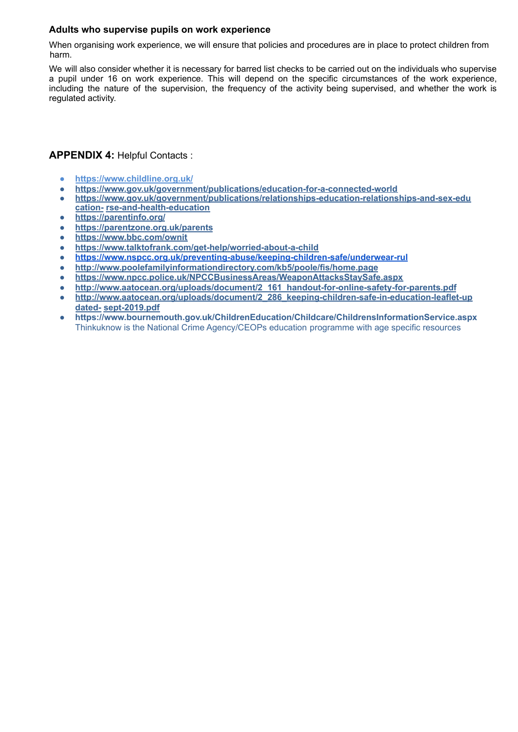### Adults who supervise pupils on work experience

When organising work experience, we will ensure that policies and procedures are in place to protect children from harm.

We will also consider whether it is necessary for barred list checks to be carried out on the individuals who supervise a pupil under 16 on work experience. This will depend on the specific circumstances of the work experience, including the nature of the supervision, the frequency of the activity being supervised, and whether the work is regulated activity.

## **APPENDIX 4:** Helpful Contacts :

- **https://www.childline.org.uk/**
- **https://www.gov.uk/government/publications/education-for-a-connected-world**
- **https://www.gov.uk/government/publications/relationships-education-relationships-and-sex-education- rse-and-health-education**
- **https://parentinfo.org/**
- **https://parentzone.org.uk/parents**
- **https://www.bbc.com/ownit**
- **https://www.talktofrank.com/get-help/worried-about-a-child**
- **https://www.nspcc.org.uk/preventing-abuse/keeping-children-safe/underwear-rul**
- **http://www.poolefamilyinformationdirectory.com/kb5/poole/fis/home.page**
- **https://www.npcc.police.uk/NPCCBusinessAreas/WeaponAttacksStaySafe.aspx**
- **http://www.aatocean.org/uploads/document/2_161_handout-for-online-safety-for-parents.pdf**
- **http://www.aatocean.org/uploads/document/2_286_keeping-children-safe-in-education-leaflet-updated- sept-2019.pdf**
- **https://www.bournemouth.gov.uk/ChildrenEducation/Childcare/ChildrensInformationService.aspx**
  Thinkuknow is the National Crime Agency/CEOPs education programme with age specific resources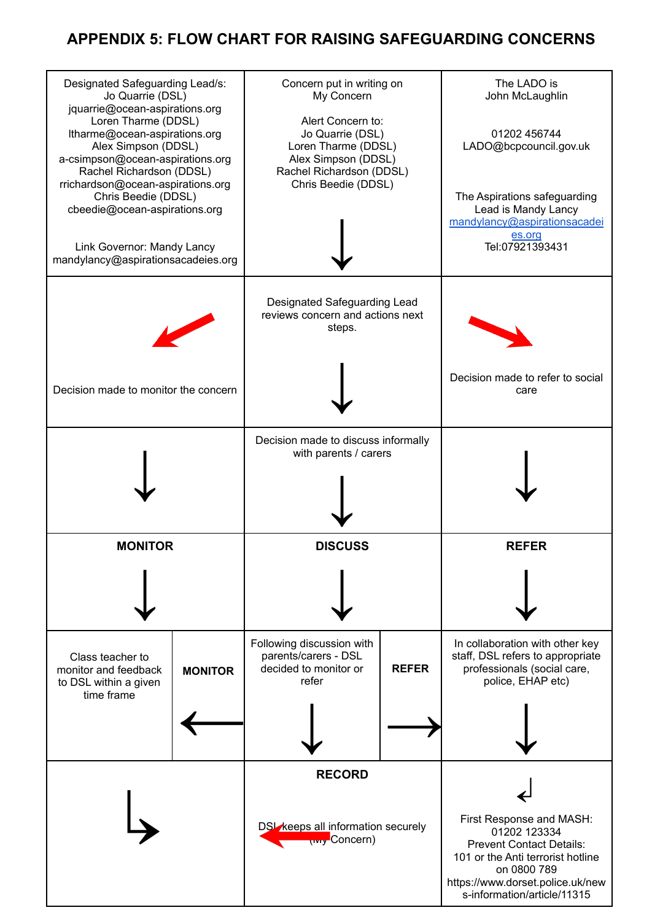# APPENDIX 5: FLOW CHART FOR RAISING SAFEGUARDING CONCERNS

| | | |
|---|---|---|
| Designated Safeguarding Lead/s:<br>Jo Quarrie (DSL)<br>jquarrie@ocean-aspirations.org<br>Loren Tharme (DDSL)<br>ltharme@ocean-aspirations.org<br>Alex Simpson (DDSL)<br>a-csimpson@ocean-aspirations.org<br>Rachel Richardson (DDSL)<br>rrichardson@ocean-aspirations.org<br>Chris Beedie (DDSL)<br>cbeedie@ocean-aspirations.org<br><br>Link Governor: Mandy Lancy<br>mandylancy@aspirationsacadeies.org | Concern put in writing on My Concern<br><br>Alert Concern to:<br>Jo Quarrie (DSL)<br>Loren Tharme (DDSL)<br>Alex Simpson (DDSL)<br>Rachel Richardson (DDSL)<br>Chris Beedie (DDSL)<br><br>↓ | The LADO is<br>John McLaughlin<br><br>01202 456744<br>LADO@bcpcouncil.gov.uk<br><br>The Aspirations safeguarding Lead is Mandy Lancy<br>mandylancy@aspirationsacadeies.org<br>Tel:07921393431 |
| ↙<br>Decision made to monitor the concern | Designated Safeguarding Lead reviews concern and actions next steps.<br><br>↓ | ↘<br>Decision made to refer to social care |
| ↓ | Decision made to discuss informally with parents / carers<br><br>↓ | ↓ |
| **MONITOR**<br><br>↓ | **DISCUSS**<br><br>↓ | **REFER**<br><br>↓ |
| Class teacher to monitor and feedback to DSL within a given time frame ← **MONITOR** | Following discussion with parents/carers - DSL decided to monitor or refer ↓ **REFER** → | In collaboration with other key staff, DSL refers to appropriate professionals (social care, police, EHAP etc)<br><br>↓ |
| ↳ | **RECORD**<br><br>← DSL keeps all information securely (My Concern) | ↲<br><br>First Response and MASH:<br>01202 123334<br>Prevent Contact Details:<br>101 or the Anti terrorist hotline on 0800 789<br>https://www.dorset.police.uk/news-information/article/11315 |